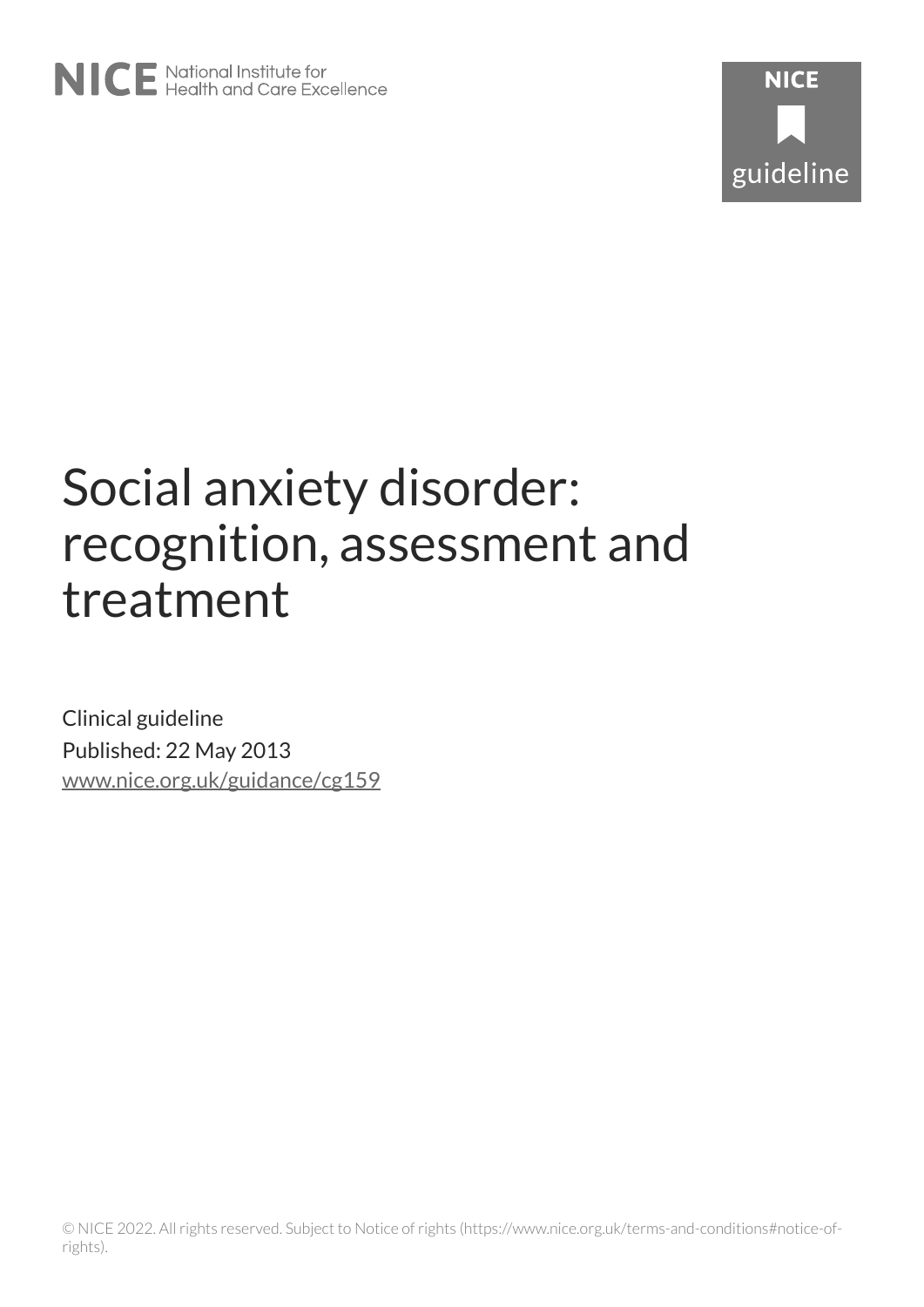NICE National Institute for Health and Care Excellence

NICE guideline

# Social anxiety disorder: recognition, assessment and treatment

Clinical guideline

Published: 22 May 2013

www.nice.org.uk/guidance/cg159

© NICE 2022. All rights reserved. Subject to Notice of rights (https://www.nice.org.uk/terms-and-conditions#notice-of-rights).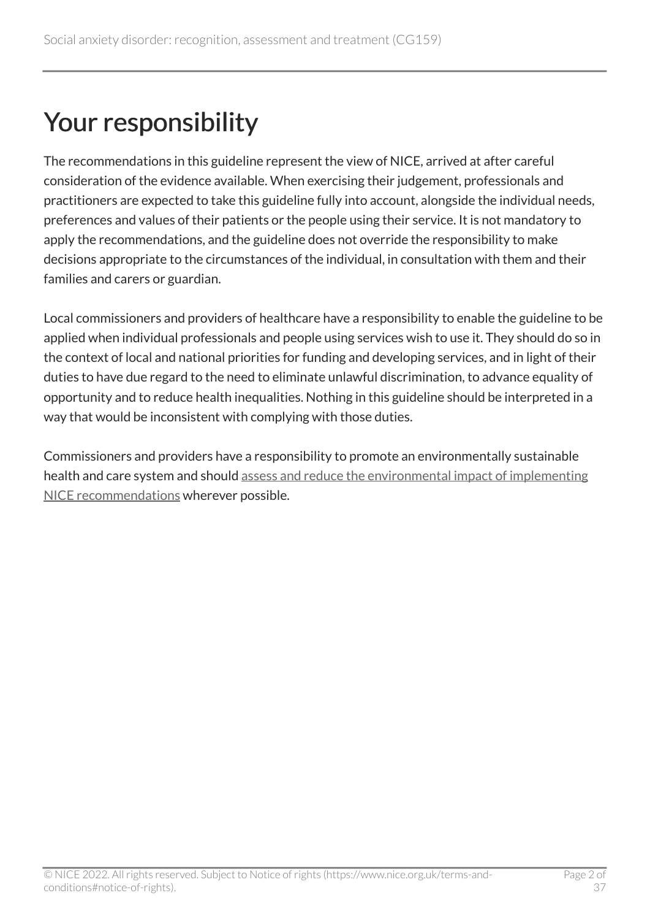# Your responsibility

The recommendations in this guideline represent the view of NICE, arrived at after careful consideration of the evidence available. When exercising their judgement, professionals and practitioners are expected to take this guideline fully into account, alongside the individual needs, preferences and values of their patients or the people using their service. It is not mandatory to apply the recommendations, and the guideline does not override the responsibility to make decisions appropriate to the circumstances of the individual, in consultation with them and their families and carers or guardian.

Local commissioners and providers of healthcare have a responsibility to enable the guideline to be applied when individual professionals and people using services wish to use it. They should do so in the context of local and national priorities for funding and developing services, and in light of their duties to have due regard to the need to eliminate unlawful discrimination, to advance equality of opportunity and to reduce health inequalities. Nothing in this guideline should be interpreted in a way that would be inconsistent with complying with those duties.

Commissioners and providers have a responsibility to promote an environmentally sustainable health and care system and should assess and reduce the environmental impact of implementing NICE recommendations wherever possible.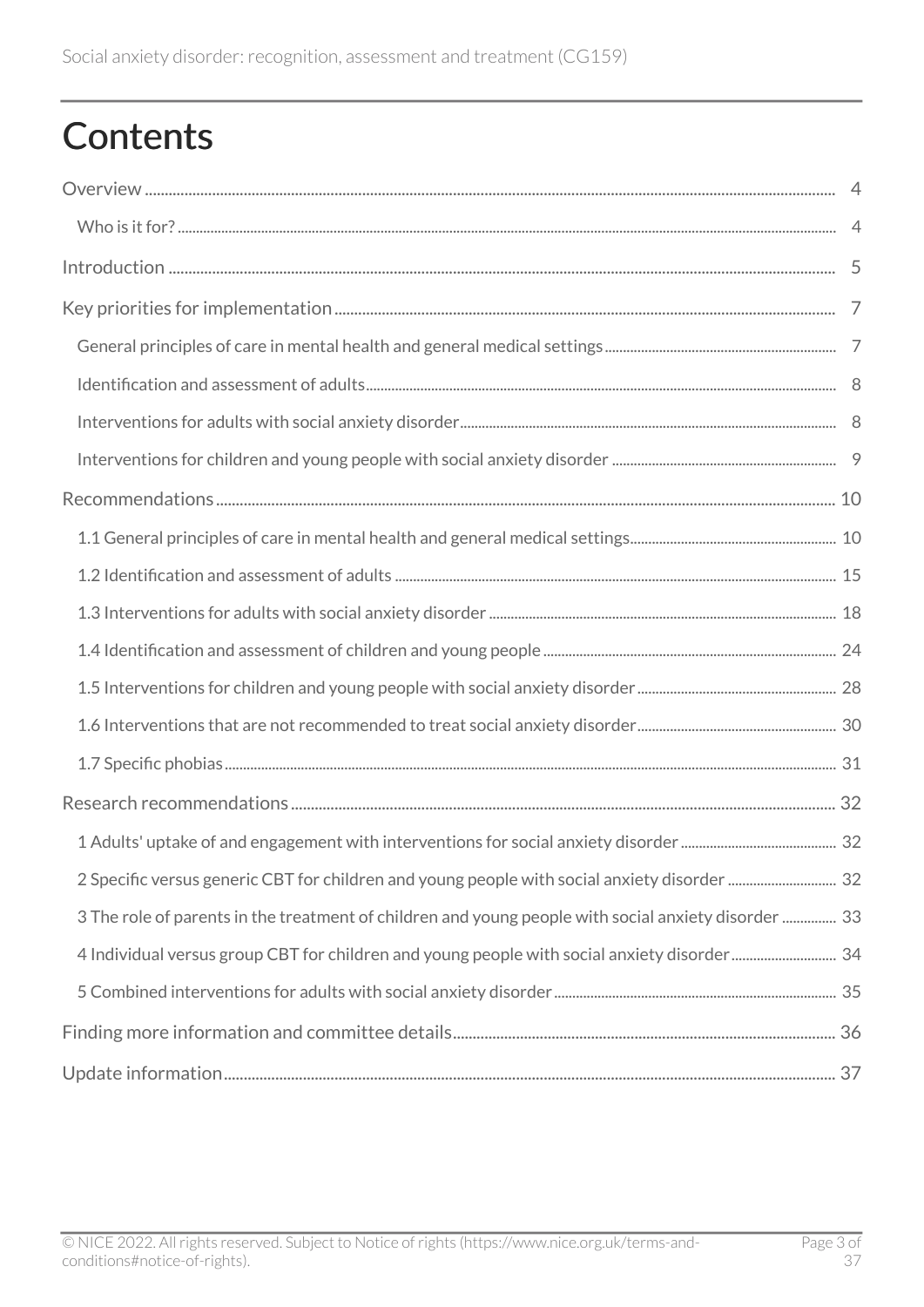# Contents

Overview ..... 4

- Who is it for? ..... 4

Introduction ..... 5

Key priorities for implementation ..... 7

- General principles of care in mental health and general medical settings ..... 7
- Identification and assessment of adults ..... 8
- Interventions for adults with social anxiety disorder ..... 8
- Interventions for children and young people with social anxiety disorder ..... 9

Recommendations ..... 10

- 1.1 General principles of care in mental health and general medical settings ..... 10
- 1.2 Identification and assessment of adults ..... 15
- 1.3 Interventions for adults with social anxiety disorder ..... 18
- 1.4 Identification and assessment of children and young people ..... 24
- 1.5 Interventions for children and young people with social anxiety disorder ..... 28
- 1.6 Interventions that are not recommended to treat social anxiety disorder ..... 30
- 1.7 Specific phobias ..... 31

Research recommendations ..... 32

- 1 Adults' uptake of and engagement with interventions for social anxiety disorder ..... 32
- 2 Specific versus generic CBT for children and young people with social anxiety disorder ..... 32
- 3 The role of parents in the treatment of children and young people with social anxiety disorder ..... 33
- 4 Individual versus group CBT for children and young people with social anxiety disorder ..... 34
- 5 Combined interventions for adults with social anxiety disorder ..... 35

Finding more information and committee details ..... 36

Update information ..... 37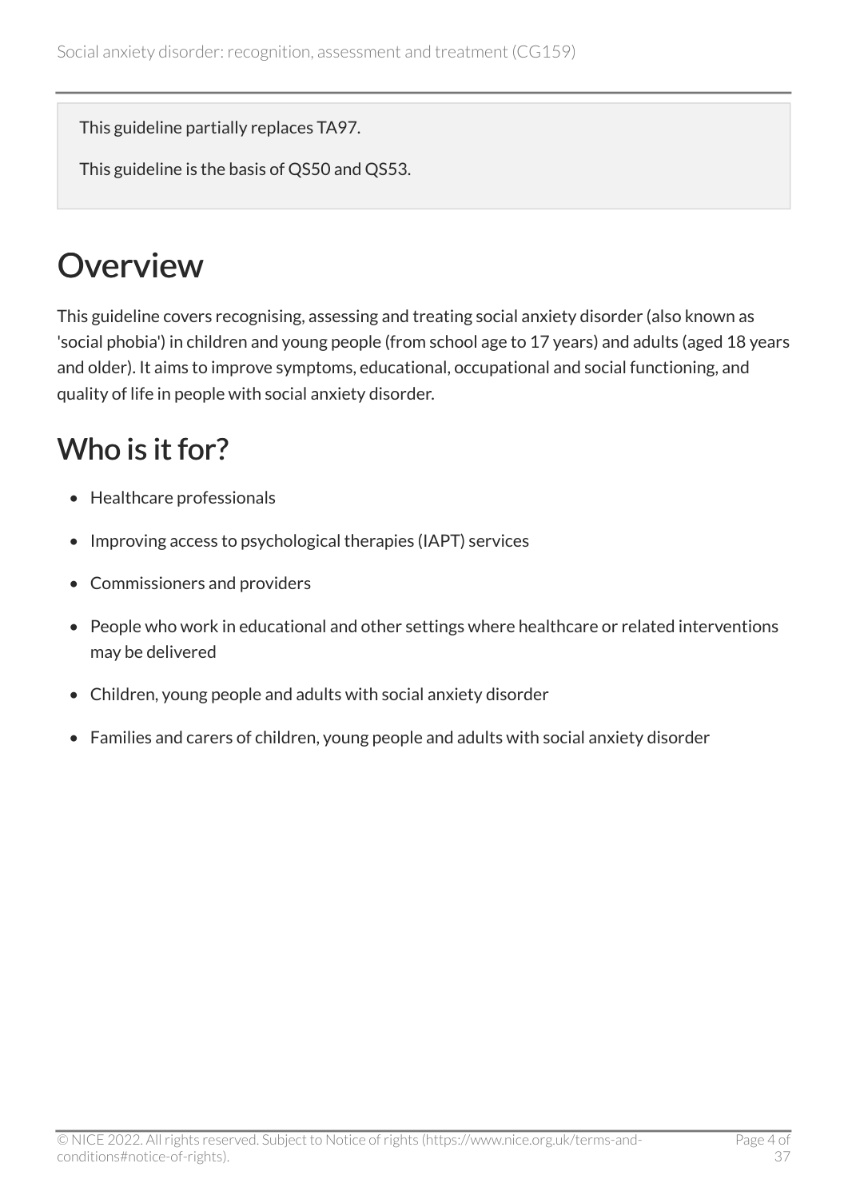This guideline partially replaces TA97.

This guideline is the basis of QS50 and QS53.

# Overview

This guideline covers recognising, assessing and treating social anxiety disorder (also known as 'social phobia') in children and young people (from school age to 17 years) and adults (aged 18 years and older). It aims to improve symptoms, educational, occupational and social functioning, and quality of life in people with social anxiety disorder.

## Who is it for?

- Healthcare professionals
- Improving access to psychological therapies (IAPT) services
- Commissioners and providers
- People who work in educational and other settings where healthcare or related interventions may be delivered
- Children, young people and adults with social anxiety disorder
- Families and carers of children, young people and adults with social anxiety disorder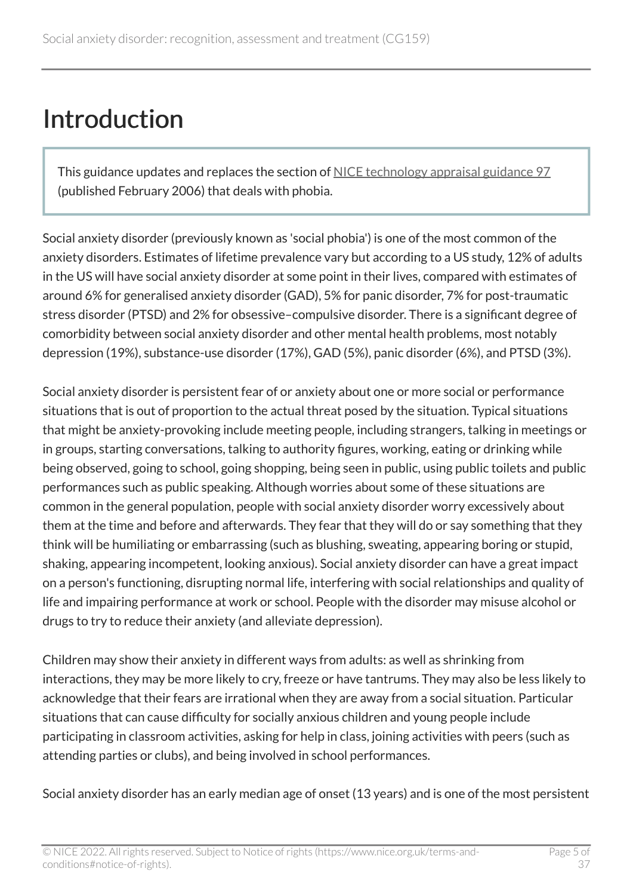# Introduction

> This guidance updates and replaces the section of NICE technology appraisal guidance 97 (published February 2006) that deals with phobia.

Social anxiety disorder (previously known as 'social phobia') is one of the most common of the anxiety disorders. Estimates of lifetime prevalence vary but according to a US study, 12% of adults in the US will have social anxiety disorder at some point in their lives, compared with estimates of around 6% for generalised anxiety disorder (GAD), 5% for panic disorder, 7% for post-traumatic stress disorder (PTSD) and 2% for obsessive–compulsive disorder. There is a significant degree of comorbidity between social anxiety disorder and other mental health problems, most notably depression (19%), substance-use disorder (17%), GAD (5%), panic disorder (6%), and PTSD (3%).

Social anxiety disorder is persistent fear of or anxiety about one or more social or performance situations that is out of proportion to the actual threat posed by the situation. Typical situations that might be anxiety-provoking include meeting people, including strangers, talking in meetings or in groups, starting conversations, talking to authority figures, working, eating or drinking while being observed, going to school, going shopping, being seen in public, using public toilets and public performances such as public speaking. Although worries about some of these situations are common in the general population, people with social anxiety disorder worry excessively about them at the time and before and afterwards. They fear that they will do or say something that they think will be humiliating or embarrassing (such as blushing, sweating, appearing boring or stupid, shaking, appearing incompetent, looking anxious). Social anxiety disorder can have a great impact on a person's functioning, disrupting normal life, interfering with social relationships and quality of life and impairing performance at work or school. People with the disorder may misuse alcohol or drugs to try to reduce their anxiety (and alleviate depression).

Children may show their anxiety in different ways from adults: as well as shrinking from interactions, they may be more likely to cry, freeze or have tantrums. They may also be less likely to acknowledge that their fears are irrational when they are away from a social situation. Particular situations that can cause difficulty for socially anxious children and young people include participating in classroom activities, asking for help in class, joining activities with peers (such as attending parties or clubs), and being involved in school performances.

Social anxiety disorder has an early median age of onset (13 years) and is one of the most persistent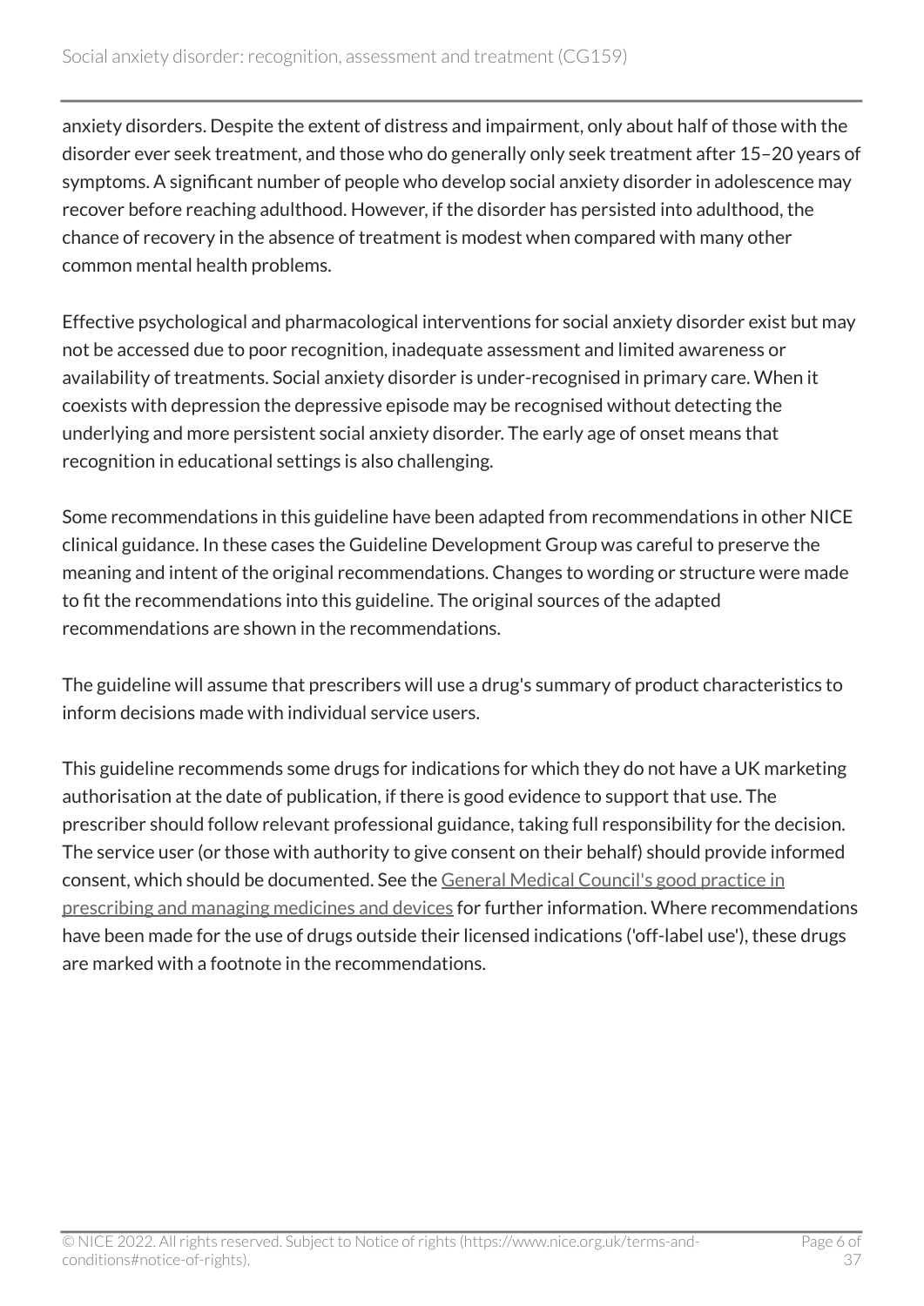anxiety disorders. Despite the extent of distress and impairment, only about half of those with the disorder ever seek treatment, and those who do generally only seek treatment after 15–20 years of symptoms. A significant number of people who develop social anxiety disorder in adolescence may recover before reaching adulthood. However, if the disorder has persisted into adulthood, the chance of recovery in the absence of treatment is modest when compared with many other common mental health problems.

Effective psychological and pharmacological interventions for social anxiety disorder exist but may not be accessed due to poor recognition, inadequate assessment and limited awareness or availability of treatments. Social anxiety disorder is under-recognised in primary care. When it coexists with depression the depressive episode may be recognised without detecting the underlying and more persistent social anxiety disorder. The early age of onset means that recognition in educational settings is also challenging.

Some recommendations in this guideline have been adapted from recommendations in other NICE clinical guidance. In these cases the Guideline Development Group was careful to preserve the meaning and intent of the original recommendations. Changes to wording or structure were made to fit the recommendations into this guideline. The original sources of the adapted recommendations are shown in the recommendations.

The guideline will assume that prescribers will use a drug's summary of product characteristics to inform decisions made with individual service users.

This guideline recommends some drugs for indications for which they do not have a UK marketing authorisation at the date of publication, if there is good evidence to support that use. The prescriber should follow relevant professional guidance, taking full responsibility for the decision. The service user (or those with authority to give consent on their behalf) should provide informed consent, which should be documented. See the General Medical Council's good practice in prescribing and managing medicines and devices for further information. Where recommendations have been made for the use of drugs outside their licensed indications ('off-label use'), these drugs are marked with a footnote in the recommendations.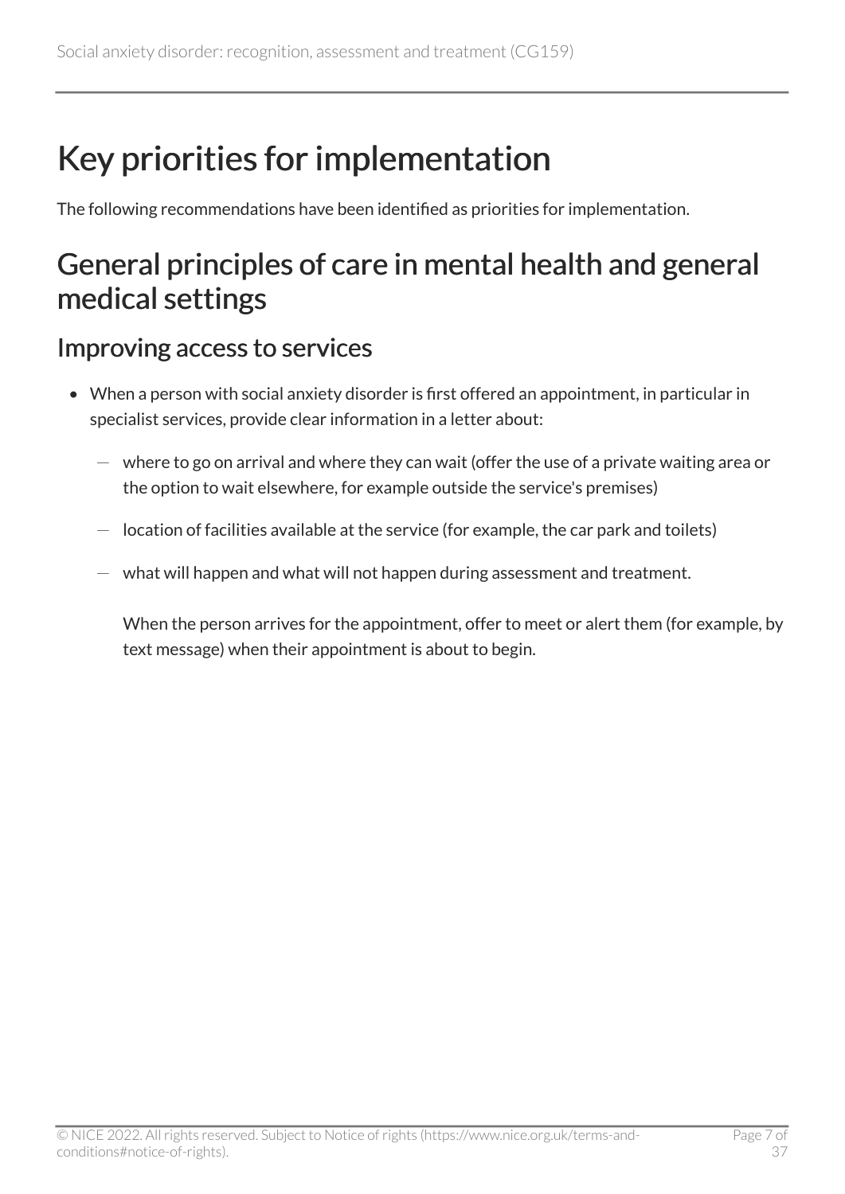# Key priorities for implementation

The following recommendations have been identified as priorities for implementation.

## General principles of care in mental health and general medical settings

### Improving access to services

- When a person with social anxiety disorder is first offered an appointment, in particular in specialist services, provide clear information in a letter about:
  - where to go on arrival and where they can wait (offer the use of a private waiting area or the option to wait elsewhere, for example outside the service's premises)
  - location of facilities available at the service (for example, the car park and toilets)
  - what will happen and what will not happen during assessment and treatment.

  When the person arrives for the appointment, offer to meet or alert them (for example, by text message) when their appointment is about to begin.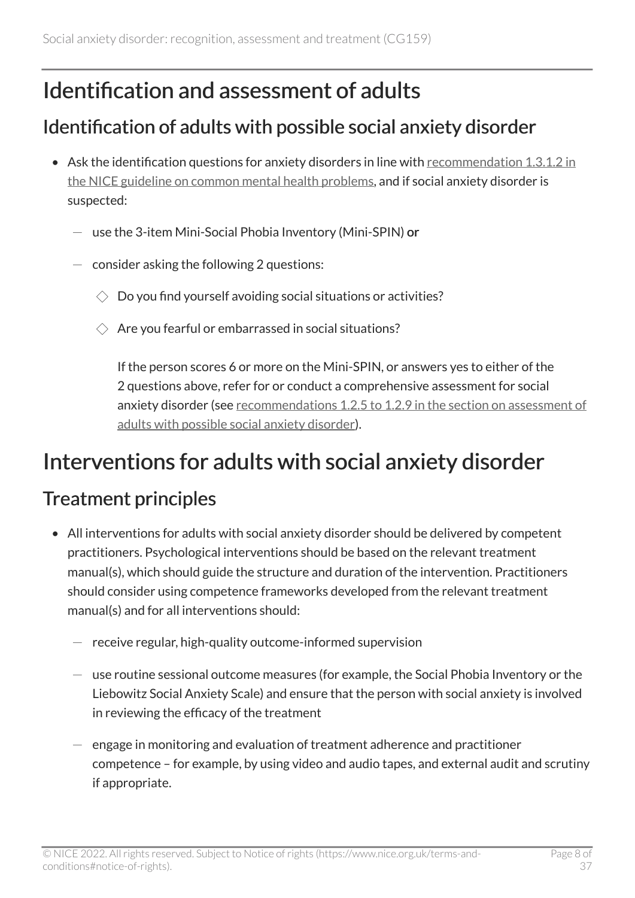# Identification and assessment of adults

## Identification of adults with possible social anxiety disorder

- Ask the identification questions for anxiety disorders in line with recommendation 1.3.1.2 in the NICE guideline on common mental health problems, and if social anxiety disorder is suspected:
  - use the 3-item Mini-Social Phobia Inventory (Mini-SPIN) **or**
  - consider asking the following 2 questions:
    - Do you find yourself avoiding social situations or activities?
    - Are you fearful or embarrassed in social situations?

    If the person scores 6 or more on the Mini-SPIN, or answers yes to either of the 2 questions above, refer for or conduct a comprehensive assessment for social anxiety disorder (see recommendations 1.2.5 to 1.2.9 in the section on assessment of adults with possible social anxiety disorder).

# Interventions for adults with social anxiety disorder

## Treatment principles

- All interventions for adults with social anxiety disorder should be delivered by competent practitioners. Psychological interventions should be based on the relevant treatment manual(s), which should guide the structure and duration of the intervention. Practitioners should consider using competence frameworks developed from the relevant treatment manual(s) and for all interventions should:
  - receive regular, high-quality outcome-informed supervision
  - use routine sessional outcome measures (for example, the Social Phobia Inventory or the Liebowitz Social Anxiety Scale) and ensure that the person with social anxiety is involved in reviewing the efficacy of the treatment
  - engage in monitoring and evaluation of treatment adherence and practitioner competence – for example, by using video and audio tapes, and external audit and scrutiny if appropriate.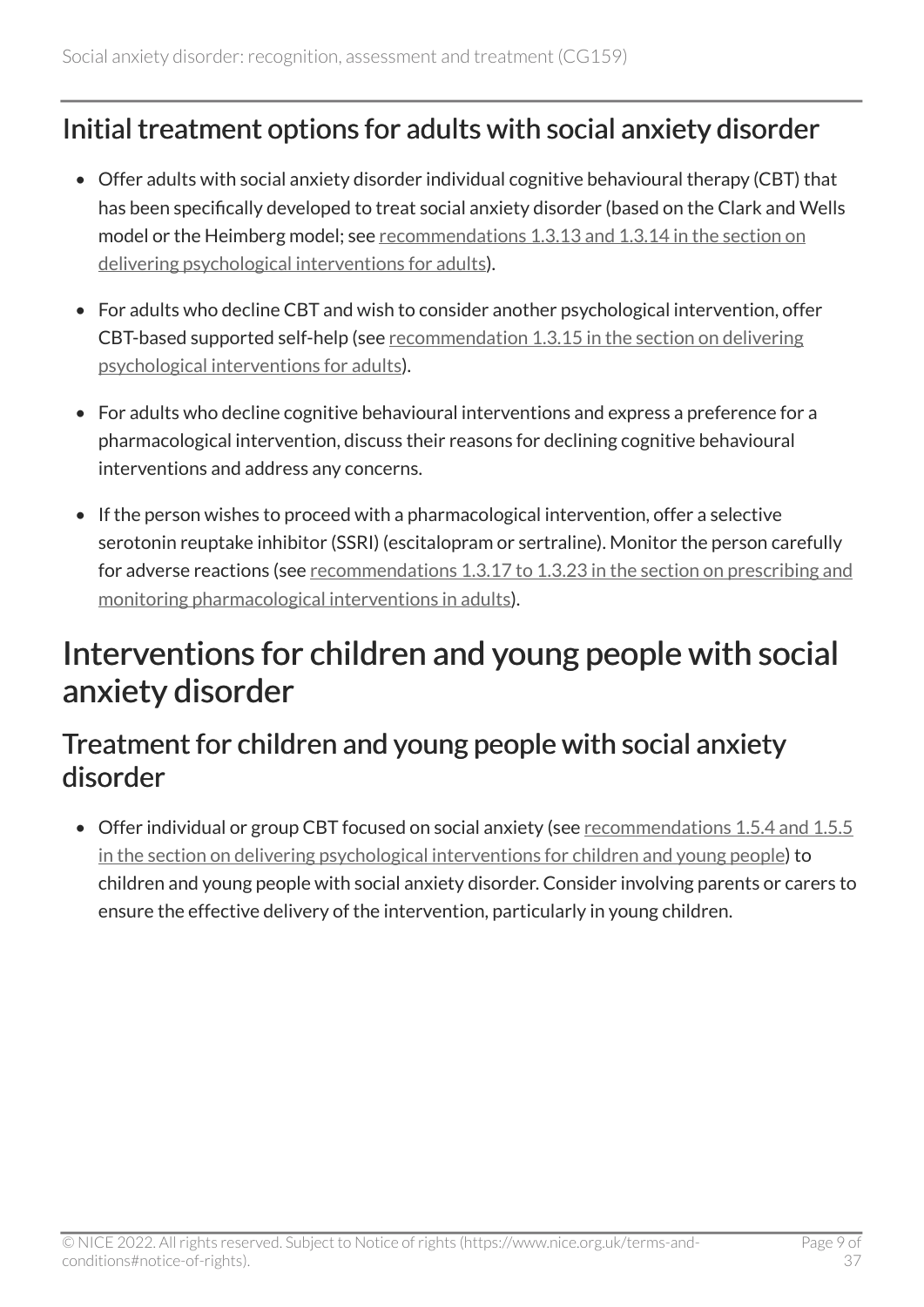## Initial treatment options for adults with social anxiety disorder

- Offer adults with social anxiety disorder individual cognitive behavioural therapy (CBT) that has been specifically developed to treat social anxiety disorder (based on the Clark and Wells model or the Heimberg model; see recommendations 1.3.13 and 1.3.14 in the section on delivering psychological interventions for adults).
- For adults who decline CBT and wish to consider another psychological intervention, offer CBT-based supported self-help (see recommendation 1.3.15 in the section on delivering psychological interventions for adults).
- For adults who decline cognitive behavioural interventions and express a preference for a pharmacological intervention, discuss their reasons for declining cognitive behavioural interventions and address any concerns.
- If the person wishes to proceed with a pharmacological intervention, offer a selective serotonin reuptake inhibitor (SSRI) (escitalopram or sertraline). Monitor the person carefully for adverse reactions (see recommendations 1.3.17 to 1.3.23 in the section on prescribing and monitoring pharmacological interventions in adults).

# Interventions for children and young people with social anxiety disorder

## Treatment for children and young people with social anxiety disorder

- Offer individual or group CBT focused on social anxiety (see recommendations 1.5.4 and 1.5.5 in the section on delivering psychological interventions for children and young people) to children and young people with social anxiety disorder. Consider involving parents or carers to ensure the effective delivery of the intervention, particularly in young children.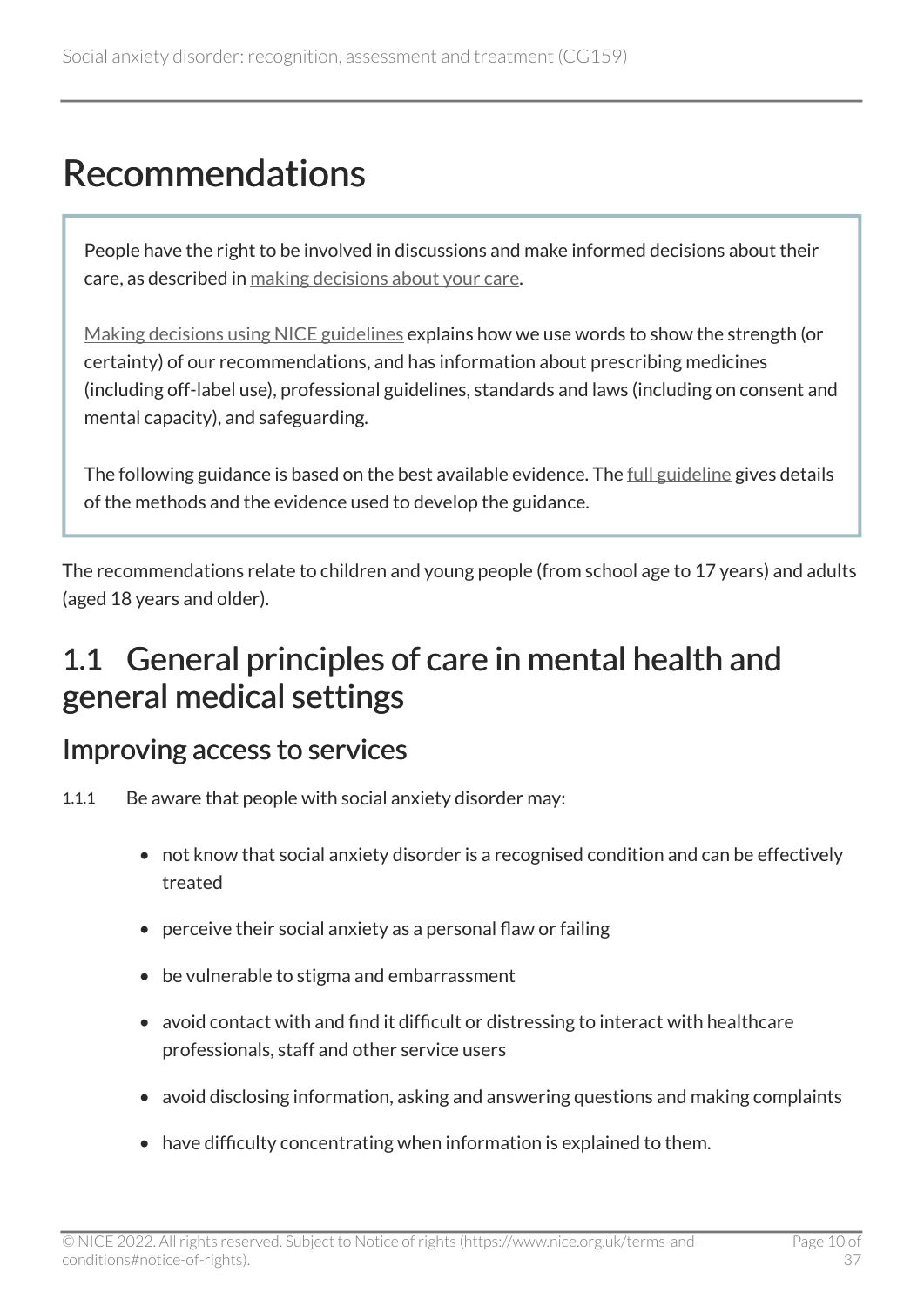# Recommendations

People have the right to be involved in discussions and make informed decisions about their care, as described in making decisions about your care.

Making decisions using NICE guidelines explains how we use words to show the strength (or certainty) of our recommendations, and has information about prescribing medicines (including off-label use), professional guidelines, standards and laws (including on consent and mental capacity), and safeguarding.

The following guidance is based on the best available evidence. The full guideline gives details of the methods and the evidence used to develop the guidance.

The recommendations relate to children and young people (from school age to 17 years) and adults (aged 18 years and older).

## 1.1 General principles of care in mental health and general medical settings

### Improving access to services

1.1.1 Be aware that people with social anxiety disorder may:

- not know that social anxiety disorder is a recognised condition and can be effectively treated
- perceive their social anxiety as a personal flaw or failing
- be vulnerable to stigma and embarrassment
- avoid contact with and find it difficult or distressing to interact with healthcare professionals, staff and other service users
- avoid disclosing information, asking and answering questions and making complaints
- have difficulty concentrating when information is explained to them.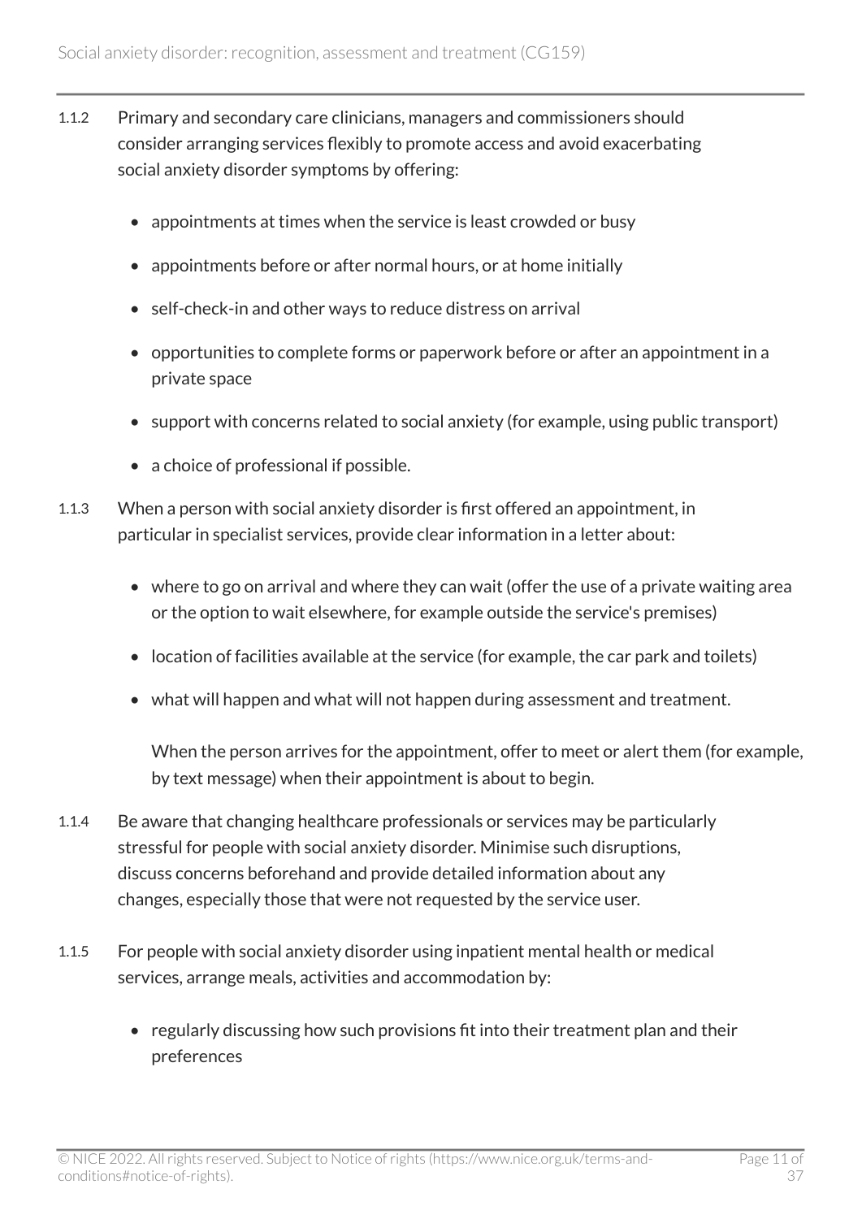1.1.2 Primary and secondary care clinicians, managers and commissioners should consider arranging services flexibly to promote access and avoid exacerbating social anxiety disorder symptoms by offering:

- appointments at times when the service is least crowded or busy
- appointments before or after normal hours, or at home initially
- self-check-in and other ways to reduce distress on arrival
- opportunities to complete forms or paperwork before or after an appointment in a private space
- support with concerns related to social anxiety (for example, using public transport)
- a choice of professional if possible.

1.1.3 When a person with social anxiety disorder is first offered an appointment, in particular in specialist services, provide clear information in a letter about:

- where to go on arrival and where they can wait (offer the use of a private waiting area or the option to wait elsewhere, for example outside the service's premises)
- location of facilities available at the service (for example, the car park and toilets)
- what will happen and what will not happen during assessment and treatment.

When the person arrives for the appointment, offer to meet or alert them (for example, by text message) when their appointment is about to begin.

1.1.4 Be aware that changing healthcare professionals or services may be particularly stressful for people with social anxiety disorder. Minimise such disruptions, discuss concerns beforehand and provide detailed information about any changes, especially those that were not requested by the service user.

1.1.5 For people with social anxiety disorder using inpatient mental health or medical services, arrange meals, activities and accommodation by:

- regularly discussing how such provisions fit into their treatment plan and their preferences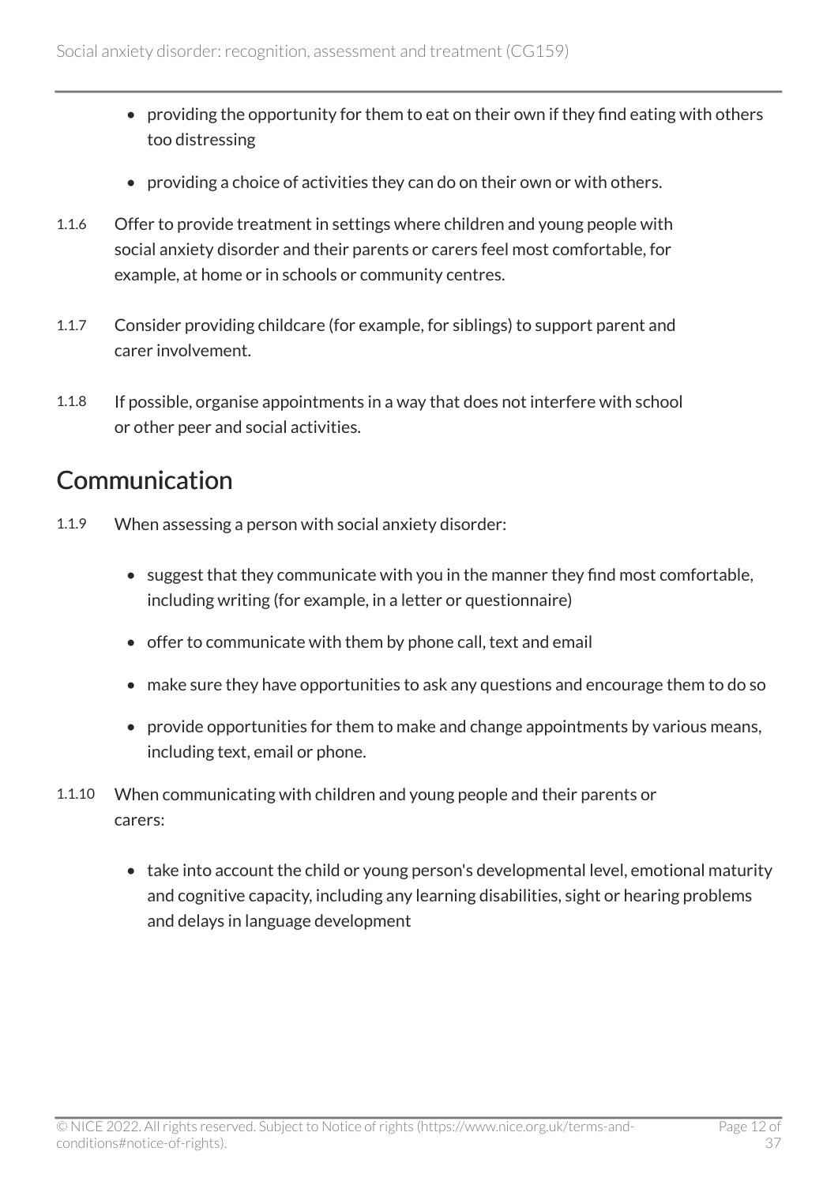- providing the opportunity for them to eat on their own if they find eating with others too distressing
- providing a choice of activities they can do on their own or with others.

1.1.6 Offer to provide treatment in settings where children and young people with social anxiety disorder and their parents or carers feel most comfortable, for example, at home or in schools or community centres.

1.1.7 Consider providing childcare (for example, for siblings) to support parent and carer involvement.

1.1.8 If possible, organise appointments in a way that does not interfere with school or other peer and social activities.

## Communication

1.1.9 When assessing a person with social anxiety disorder:

- suggest that they communicate with you in the manner they find most comfortable, including writing (for example, in a letter or questionnaire)
- offer to communicate with them by phone call, text and email
- make sure they have opportunities to ask any questions and encourage them to do so
- provide opportunities for them to make and change appointments by various means, including text, email or phone.

1.1.10 When communicating with children and young people and their parents or carers:

- take into account the child or young person's developmental level, emotional maturity and cognitive capacity, including any learning disabilities, sight or hearing problems and delays in language development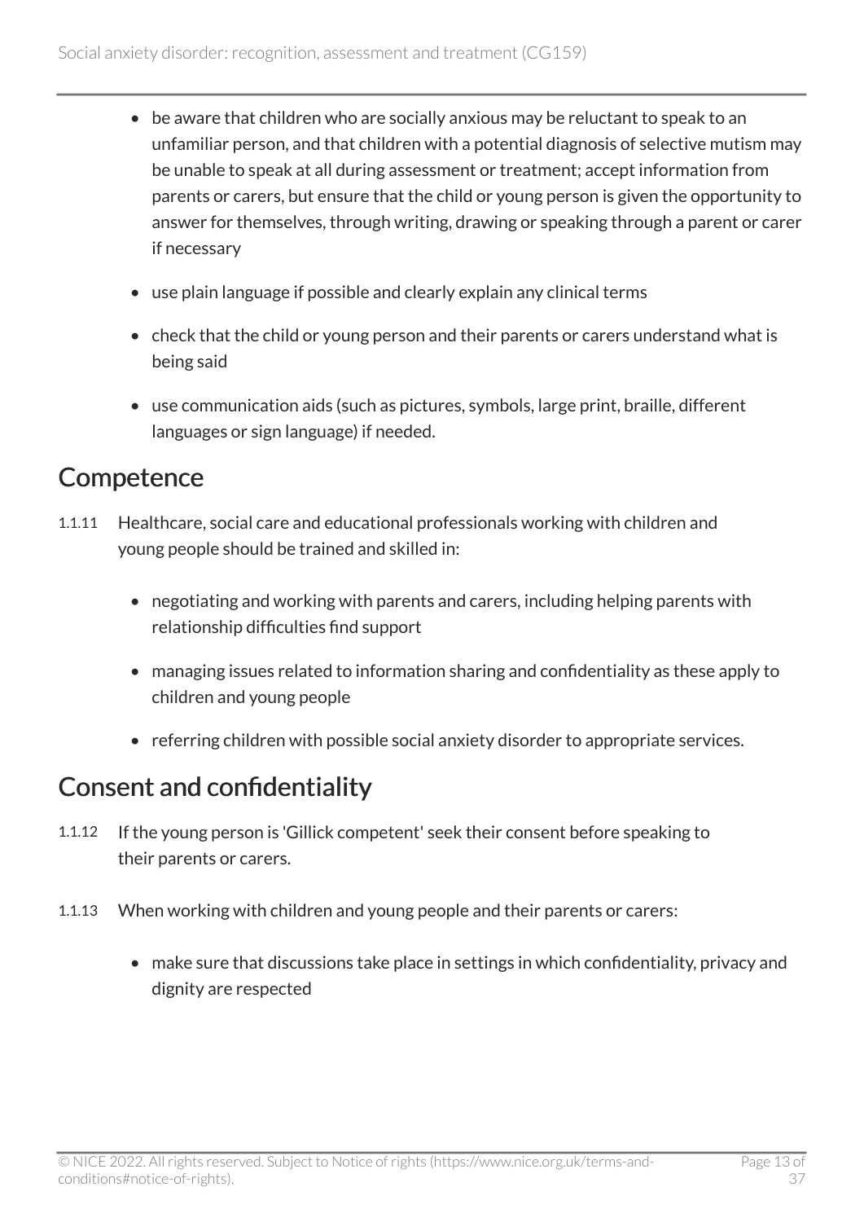- be aware that children who are socially anxious may be reluctant to speak to an unfamiliar person, and that children with a potential diagnosis of selective mutism may be unable to speak at all during assessment or treatment; accept information from parents or carers, but ensure that the child or young person is given the opportunity to answer for themselves, through writing, drawing or speaking through a parent or carer if necessary
- use plain language if possible and clearly explain any clinical terms
- check that the child or young person and their parents or carers understand what is being said
- use communication aids (such as pictures, symbols, large print, braille, different languages or sign language) if needed.

## Competence

1.1.11 Healthcare, social care and educational professionals working with children and young people should be trained and skilled in:

- negotiating and working with parents and carers, including helping parents with relationship difficulties find support
- managing issues related to information sharing and confidentiality as these apply to children and young people
- referring children with possible social anxiety disorder to appropriate services.

## Consent and confidentiality

1.1.12 If the young person is 'Gillick competent' seek their consent before speaking to their parents or carers.

1.1.13 When working with children and young people and their parents or carers:

- make sure that discussions take place in settings in which confidentiality, privacy and dignity are respected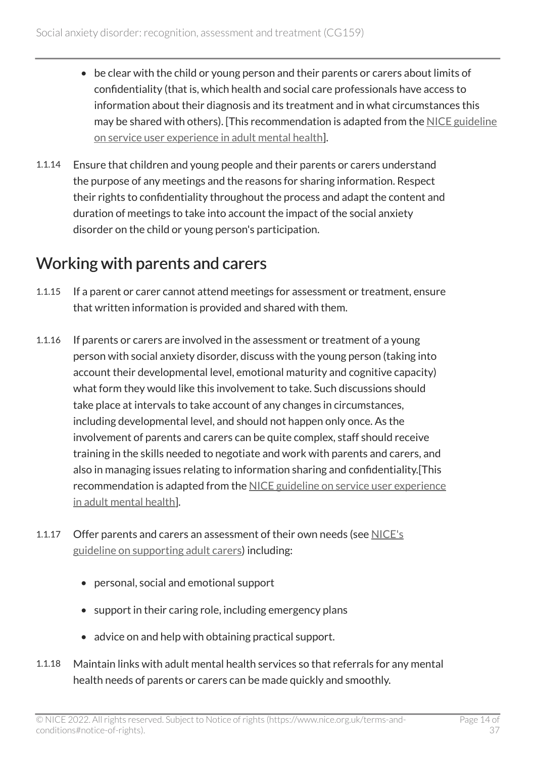- be clear with the child or young person and their parents or carers about limits of confidentiality (that is, which health and social care professionals have access to information about their diagnosis and its treatment and in what circumstances this may be shared with others). [This recommendation is adapted from the NICE guideline on service user experience in adult mental health].

1.1.14 Ensure that children and young people and their parents or carers understand the purpose of any meetings and the reasons for sharing information. Respect their rights to confidentiality throughout the process and adapt the content and duration of meetings to take into account the impact of the social anxiety disorder on the child or young person's participation.

## Working with parents and carers

1.1.15 If a parent or carer cannot attend meetings for assessment or treatment, ensure that written information is provided and shared with them.

1.1.16 If parents or carers are involved in the assessment or treatment of a young person with social anxiety disorder, discuss with the young person (taking into account their developmental level, emotional maturity and cognitive capacity) what form they would like this involvement to take. Such discussions should take place at intervals to take account of any changes in circumstances, including developmental level, and should not happen only once. As the involvement of parents and carers can be quite complex, staff should receive training in the skills needed to negotiate and work with parents and carers, and also in managing issues relating to information sharing and confidentiality.[This recommendation is adapted from the NICE guideline on service user experience in adult mental health].

1.1.17 Offer parents and carers an assessment of their own needs (see NICE's guideline on supporting adult carers) including:

- personal, social and emotional support
- support in their caring role, including emergency plans
- advice on and help with obtaining practical support.

1.1.18 Maintain links with adult mental health services so that referrals for any mental health needs of parents or carers can be made quickly and smoothly.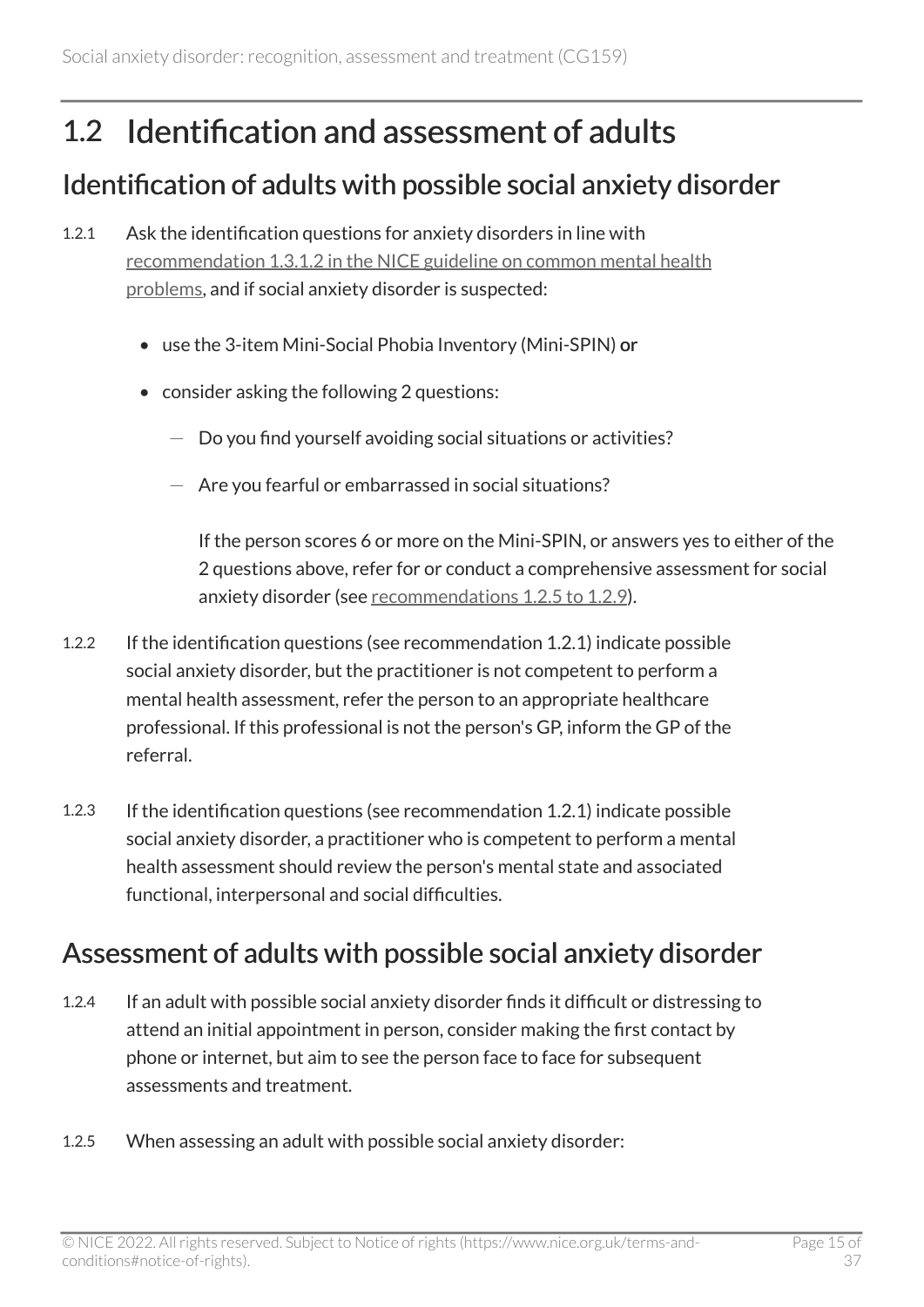## 1.2 Identification and assessment of adults

### Identification of adults with possible social anxiety disorder

1.2.1 Ask the identification questions for anxiety disorders in line with recommendation 1.3.1.2 in the NICE guideline on common mental health problems, and if social anxiety disorder is suspected:

- use the 3-item Mini-Social Phobia Inventory (Mini-SPIN) **or**
- consider asking the following 2 questions:
  - Do you find yourself avoiding social situations or activities?
  - Are you fearful or embarrassed in social situations?

  If the person scores 6 or more on the Mini-SPIN, or answers yes to either of the 2 questions above, refer for or conduct a comprehensive assessment for social anxiety disorder (see recommendations 1.2.5 to 1.2.9).

1.2.2 If the identification questions (see recommendation 1.2.1) indicate possible social anxiety disorder, but the practitioner is not competent to perform a mental health assessment, refer the person to an appropriate healthcare professional. If this professional is not the person's GP, inform the GP of the referral.

1.2.3 If the identification questions (see recommendation 1.2.1) indicate possible social anxiety disorder, a practitioner who is competent to perform a mental health assessment should review the person's mental state and associated functional, interpersonal and social difficulties.

### Assessment of adults with possible social anxiety disorder

1.2.4 If an adult with possible social anxiety disorder finds it difficult or distressing to attend an initial appointment in person, consider making the first contact by phone or internet, but aim to see the person face to face for subsequent assessments and treatment.

1.2.5 When assessing an adult with possible social anxiety disorder: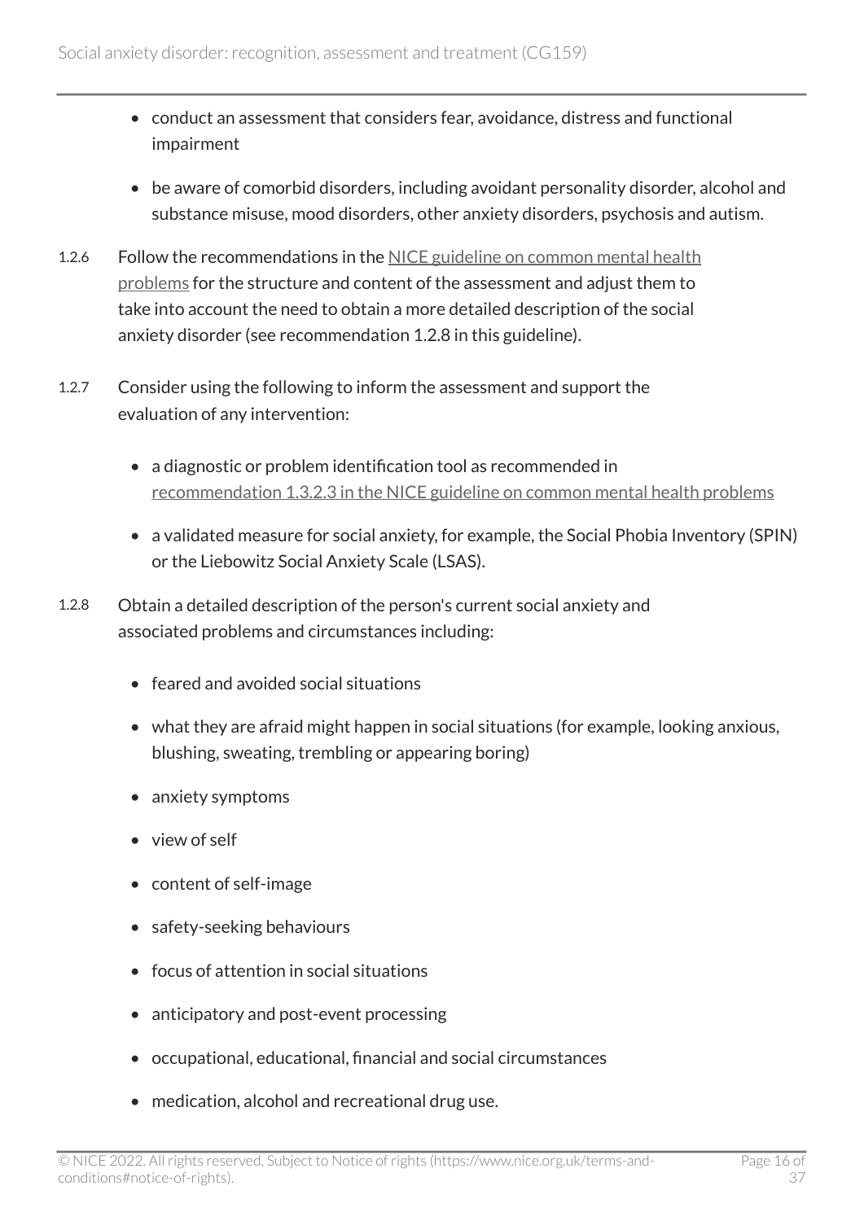- conduct an assessment that considers fear, avoidance, distress and functional impairment
- be aware of comorbid disorders, including avoidant personality disorder, alcohol and substance misuse, mood disorders, other anxiety disorders, psychosis and autism.

1.2.6 Follow the recommendations in the NICE guideline on common mental health problems for the structure and content of the assessment and adjust them to take into account the need to obtain a more detailed description of the social anxiety disorder (see recommendation 1.2.8 in this guideline).

1.2.7 Consider using the following to inform the assessment and support the evaluation of any intervention:

- a diagnostic or problem identification tool as recommended in recommendation 1.3.2.3 in the NICE guideline on common mental health problems
- a validated measure for social anxiety, for example, the Social Phobia Inventory (SPIN) or the Liebowitz Social Anxiety Scale (LSAS).

1.2.8 Obtain a detailed description of the person's current social anxiety and associated problems and circumstances including:

- feared and avoided social situations
- what they are afraid might happen in social situations (for example, looking anxious, blushing, sweating, trembling or appearing boring)
- anxiety symptoms
- view of self
- content of self-image
- safety-seeking behaviours
- focus of attention in social situations
- anticipatory and post-event processing
- occupational, educational, financial and social circumstances
- medication, alcohol and recreational drug use.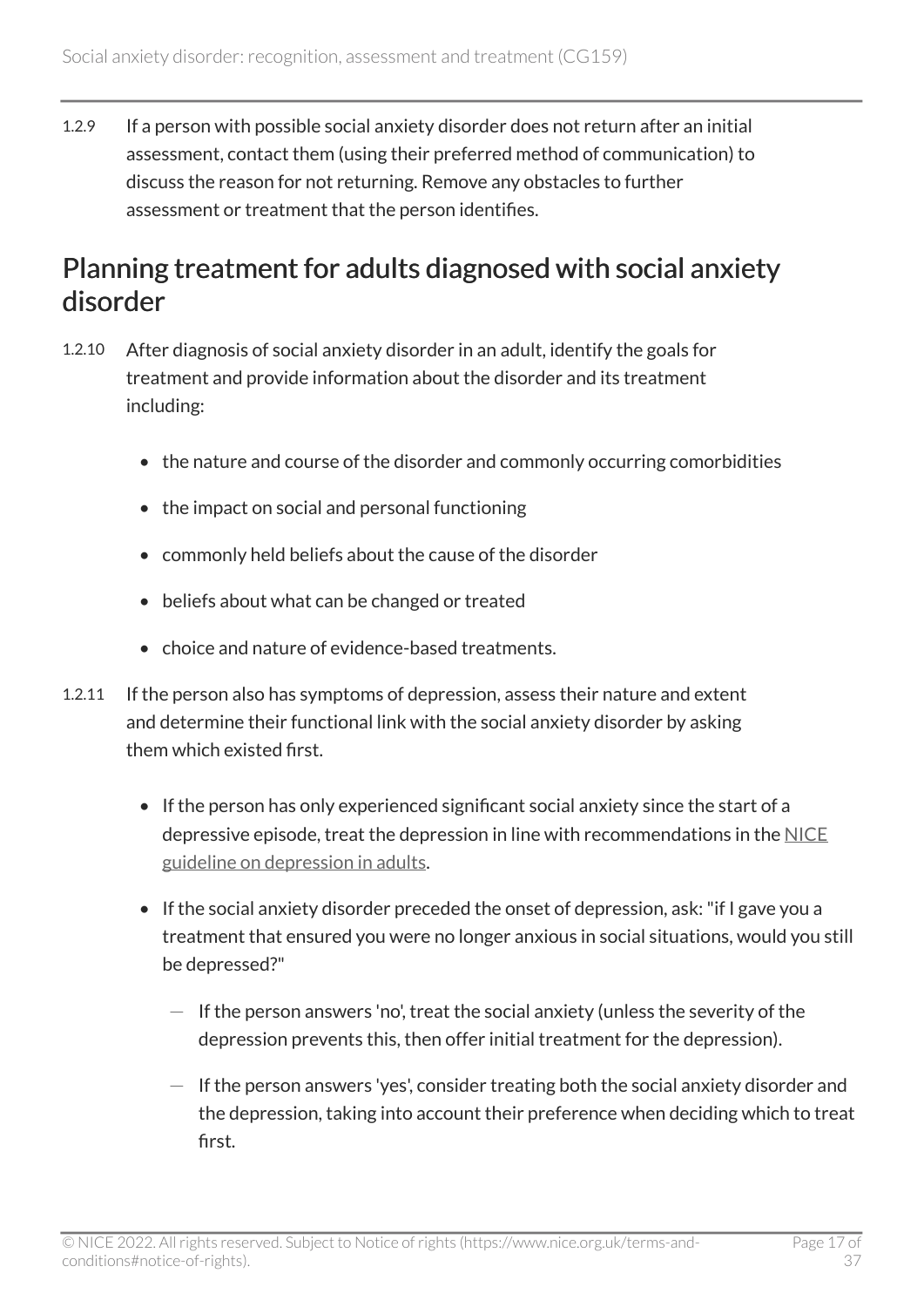1.2.9 If a person with possible social anxiety disorder does not return after an initial assessment, contact them (using their preferred method of communication) to discuss the reason for not returning. Remove any obstacles to further assessment or treatment that the person identifies.

## Planning treatment for adults diagnosed with social anxiety disorder

1.2.10 After diagnosis of social anxiety disorder in an adult, identify the goals for treatment and provide information about the disorder and its treatment including:

- the nature and course of the disorder and commonly occurring comorbidities
- the impact on social and personal functioning
- commonly held beliefs about the cause of the disorder
- beliefs about what can be changed or treated
- choice and nature of evidence-based treatments.

1.2.11 If the person also has symptoms of depression, assess their nature and extent and determine their functional link with the social anxiety disorder by asking them which existed first.

- If the person has only experienced significant social anxiety since the start of a depressive episode, treat the depression in line with recommendations in the NICE guideline on depression in adults.
- If the social anxiety disorder preceded the onset of depression, ask: "if I gave you a treatment that ensured you were no longer anxious in social situations, would you still be depressed?"
  - If the person answers 'no', treat the social anxiety (unless the severity of the depression prevents this, then offer initial treatment for the depression).
  - If the person answers 'yes', consider treating both the social anxiety disorder and the depression, taking into account their preference when deciding which to treat first.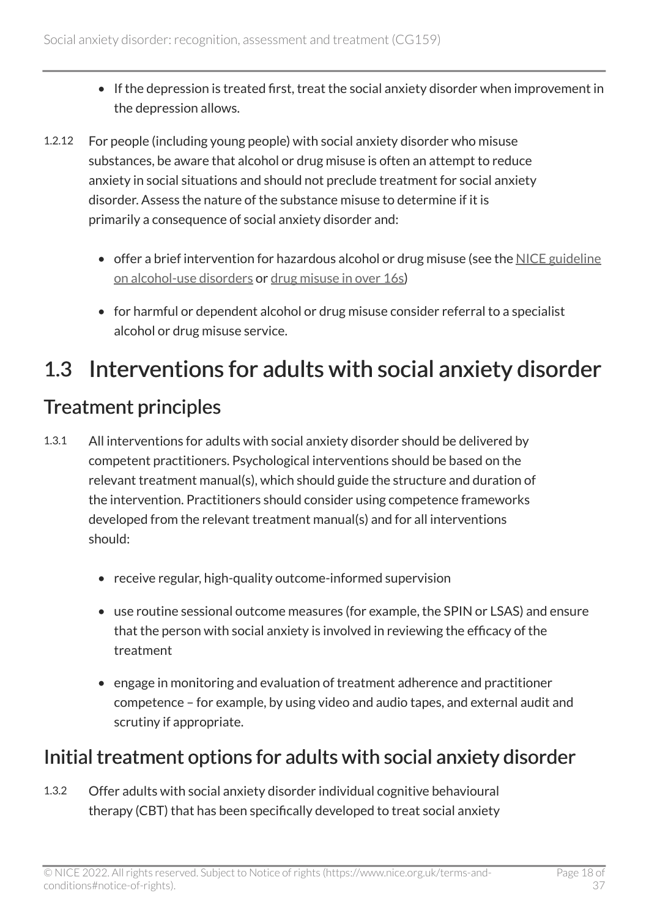- If the depression is treated first, treat the social anxiety disorder when improvement in the depression allows.

1.2.12 For people (including young people) with social anxiety disorder who misuse substances, be aware that alcohol or drug misuse is often an attempt to reduce anxiety in social situations and should not preclude treatment for social anxiety disorder. Assess the nature of the substance misuse to determine if it is primarily a consequence of social anxiety disorder and:

- offer a brief intervention for hazardous alcohol or drug misuse (see the NICE guideline on alcohol-use disorders or drug misuse in over 16s)
- for harmful or dependent alcohol or drug misuse consider referral to a specialist alcohol or drug misuse service.

# 1.3 Interventions for adults with social anxiety disorder

## Treatment principles

1.3.1 All interventions for adults with social anxiety disorder should be delivered by competent practitioners. Psychological interventions should be based on the relevant treatment manual(s), which should guide the structure and duration of the intervention. Practitioners should consider using competence frameworks developed from the relevant treatment manual(s) and for all interventions should:

- receive regular, high-quality outcome-informed supervision
- use routine sessional outcome measures (for example, the SPIN or LSAS) and ensure that the person with social anxiety is involved in reviewing the efficacy of the treatment
- engage in monitoring and evaluation of treatment adherence and practitioner competence – for example, by using video and audio tapes, and external audit and scrutiny if appropriate.

## Initial treatment options for adults with social anxiety disorder

1.3.2 Offer adults with social anxiety disorder individual cognitive behavioural therapy (CBT) that has been specifically developed to treat social anxiety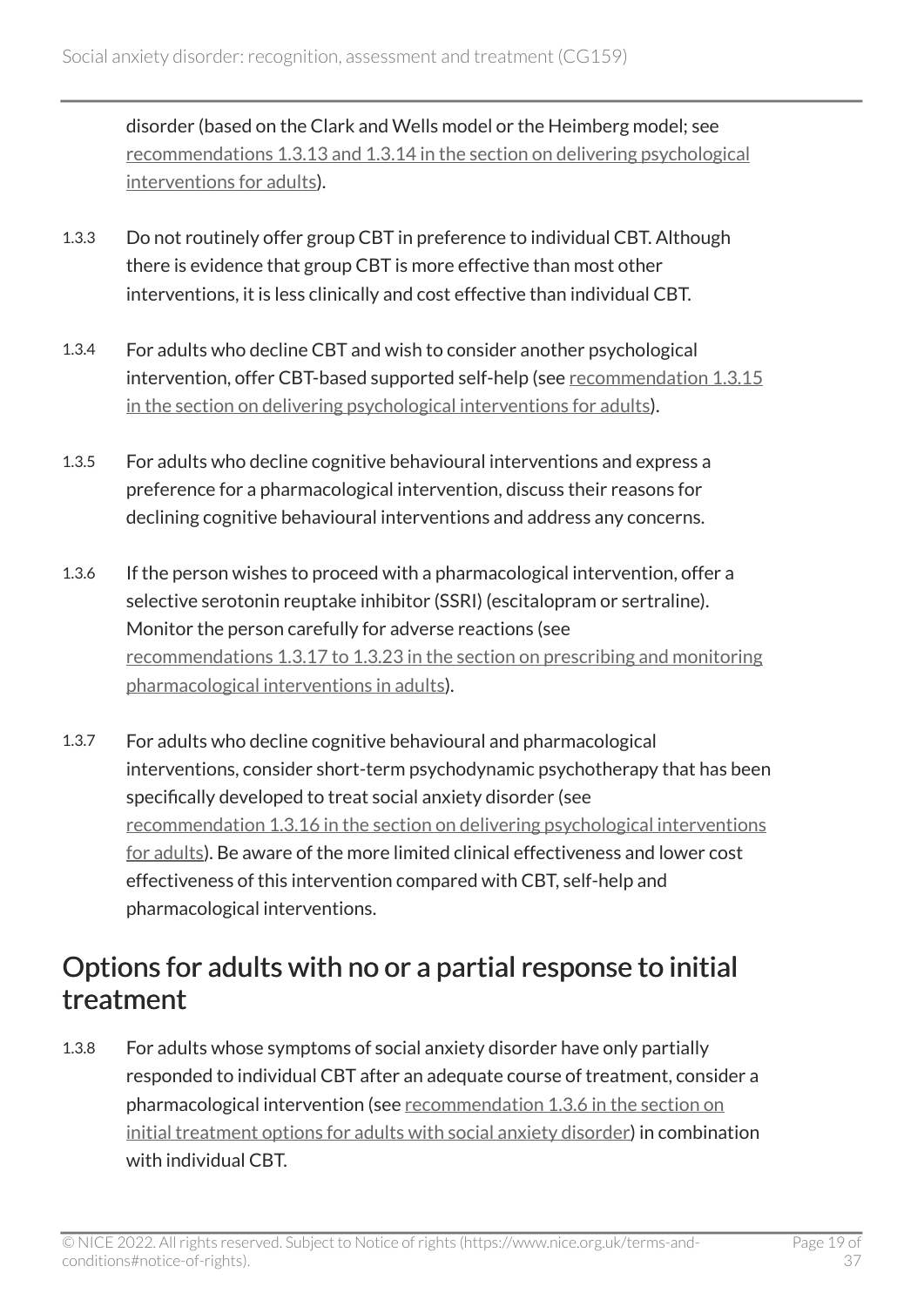disorder (based on the Clark and Wells model or the Heimberg model; see recommendations 1.3.13 and 1.3.14 in the section on delivering psychological interventions for adults).

1.3.3 Do not routinely offer group CBT in preference to individual CBT. Although there is evidence that group CBT is more effective than most other interventions, it is less clinically and cost effective than individual CBT.

1.3.4 For adults who decline CBT and wish to consider another psychological intervention, offer CBT-based supported self-help (see recommendation 1.3.15 in the section on delivering psychological interventions for adults).

1.3.5 For adults who decline cognitive behavioural interventions and express a preference for a pharmacological intervention, discuss their reasons for declining cognitive behavioural interventions and address any concerns.

1.3.6 If the person wishes to proceed with a pharmacological intervention, offer a selective serotonin reuptake inhibitor (SSRI) (escitalopram or sertraline). Monitor the person carefully for adverse reactions (see recommendations 1.3.17 to 1.3.23 in the section on prescribing and monitoring pharmacological interventions in adults).

1.3.7 For adults who decline cognitive behavioural and pharmacological interventions, consider short-term psychodynamic psychotherapy that has been specifically developed to treat social anxiety disorder (see recommendation 1.3.16 in the section on delivering psychological interventions for adults). Be aware of the more limited clinical effectiveness and lower cost effectiveness of this intervention compared with CBT, self-help and pharmacological interventions.

## Options for adults with no or a partial response to initial treatment

1.3.8 For adults whose symptoms of social anxiety disorder have only partially responded to individual CBT after an adequate course of treatment, consider a pharmacological intervention (see recommendation 1.3.6 in the section on initial treatment options for adults with social anxiety disorder) in combination with individual CBT.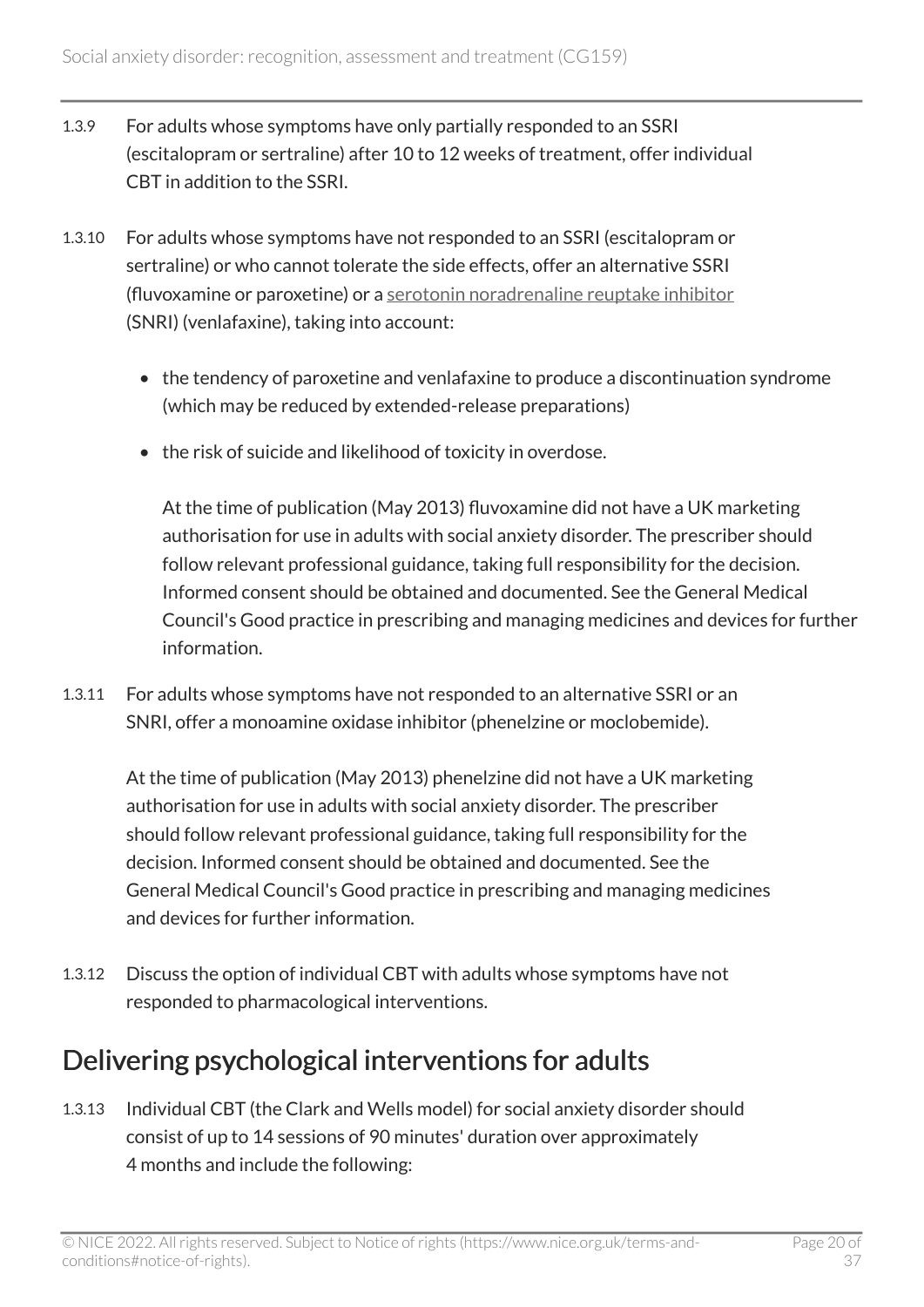1.3.9 For adults whose symptoms have only partially responded to an SSRI (escitalopram or sertraline) after 10 to 12 weeks of treatment, offer individual CBT in addition to the SSRI.

1.3.10 For adults whose symptoms have not responded to an SSRI (escitalopram or sertraline) or who cannot tolerate the side effects, offer an alternative SSRI (fluvoxamine or paroxetine) or a serotonin noradrenaline reuptake inhibitor (SNRI) (venlafaxine), taking into account:

- the tendency of paroxetine and venlafaxine to produce a discontinuation syndrome (which may be reduced by extended-release preparations)
- the risk of suicide and likelihood of toxicity in overdose.

At the time of publication (May 2013) fluvoxamine did not have a UK marketing authorisation for use in adults with social anxiety disorder. The prescriber should follow relevant professional guidance, taking full responsibility for the decision. Informed consent should be obtained and documented. See the General Medical Council's Good practice in prescribing and managing medicines and devices for further information.

1.3.11 For adults whose symptoms have not responded to an alternative SSRI or an SNRI, offer a monoamine oxidase inhibitor (phenelzine or moclobemide).

At the time of publication (May 2013) phenelzine did not have a UK marketing authorisation for use in adults with social anxiety disorder. The prescriber should follow relevant professional guidance, taking full responsibility for the decision. Informed consent should be obtained and documented. See the General Medical Council's Good practice in prescribing and managing medicines and devices for further information.

1.3.12 Discuss the option of individual CBT with adults whose symptoms have not responded to pharmacological interventions.

## Delivering psychological interventions for adults

1.3.13 Individual CBT (the Clark and Wells model) for social anxiety disorder should consist of up to 14 sessions of 90 minutes' duration over approximately 4 months and include the following: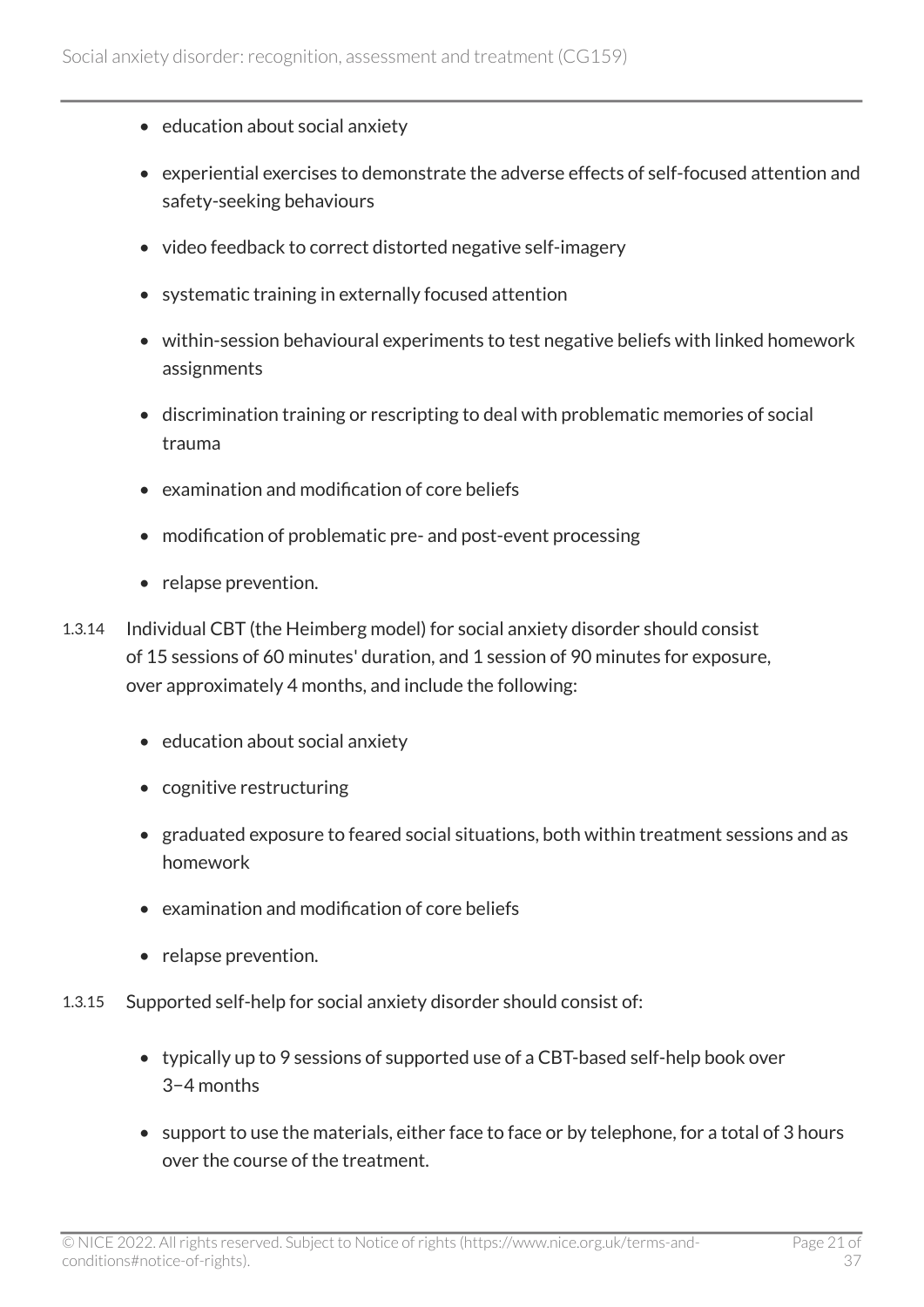- education about social anxiety
- experiential exercises to demonstrate the adverse effects of self-focused attention and safety-seeking behaviours
- video feedback to correct distorted negative self-imagery
- systematic training in externally focused attention
- within-session behavioural experiments to test negative beliefs with linked homework assignments
- discrimination training or rescripting to deal with problematic memories of social trauma
- examination and modification of core beliefs
- modification of problematic pre- and post-event processing
- relapse prevention.

1.3.14 Individual CBT (the Heimberg model) for social anxiety disorder should consist of 15 sessions of 60 minutes' duration, and 1 session of 90 minutes for exposure, over approximately 4 months, and include the following:

- education about social anxiety
- cognitive restructuring
- graduated exposure to feared social situations, both within treatment sessions and as homework
- examination and modification of core beliefs
- relapse prevention.

1.3.15 Supported self-help for social anxiety disorder should consist of:

- typically up to 9 sessions of supported use of a CBT-based self-help book over 3–4 months
- support to use the materials, either face to face or by telephone, for a total of 3 hours over the course of the treatment.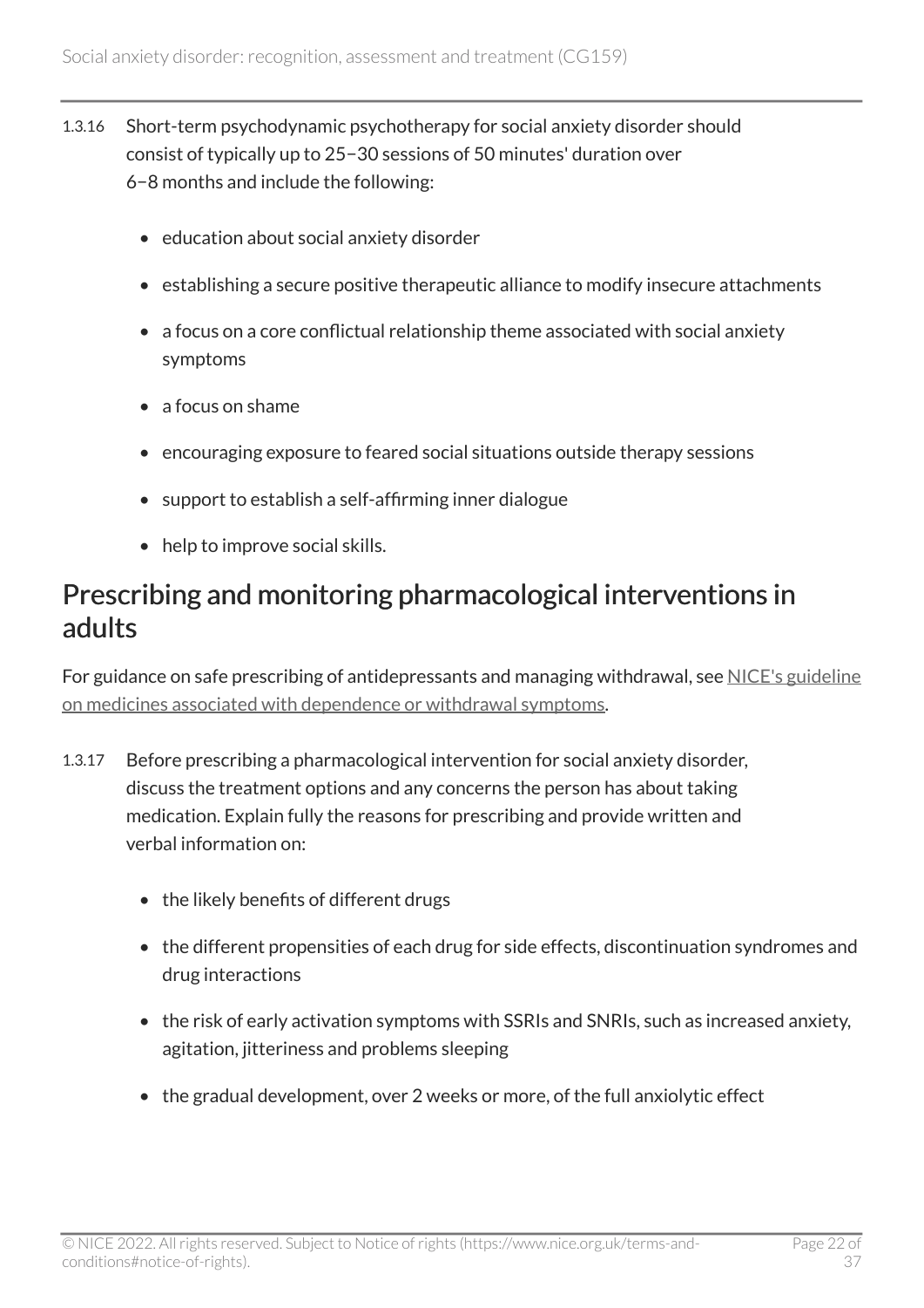1.3.16 Short-term psychodynamic psychotherapy for social anxiety disorder should consist of typically up to 25−30 sessions of 50 minutes' duration over 6−8 months and include the following:

- education about social anxiety disorder
- establishing a secure positive therapeutic alliance to modify insecure attachments
- a focus on a core conflictual relationship theme associated with social anxiety symptoms
- a focus on shame
- encouraging exposure to feared social situations outside therapy sessions
- support to establish a self-affirming inner dialogue
- help to improve social skills.

## Prescribing and monitoring pharmacological interventions in adults

For guidance on safe prescribing of antidepressants and managing withdrawal, see NICE's guideline on medicines associated with dependence or withdrawal symptoms.

1.3.17 Before prescribing a pharmacological intervention for social anxiety disorder, discuss the treatment options and any concerns the person has about taking medication. Explain fully the reasons for prescribing and provide written and verbal information on:

- the likely benefits of different drugs
- the different propensities of each drug for side effects, discontinuation syndromes and drug interactions
- the risk of early activation symptoms with SSRIs and SNRIs, such as increased anxiety, agitation, jitteriness and problems sleeping
- the gradual development, over 2 weeks or more, of the full anxiolytic effect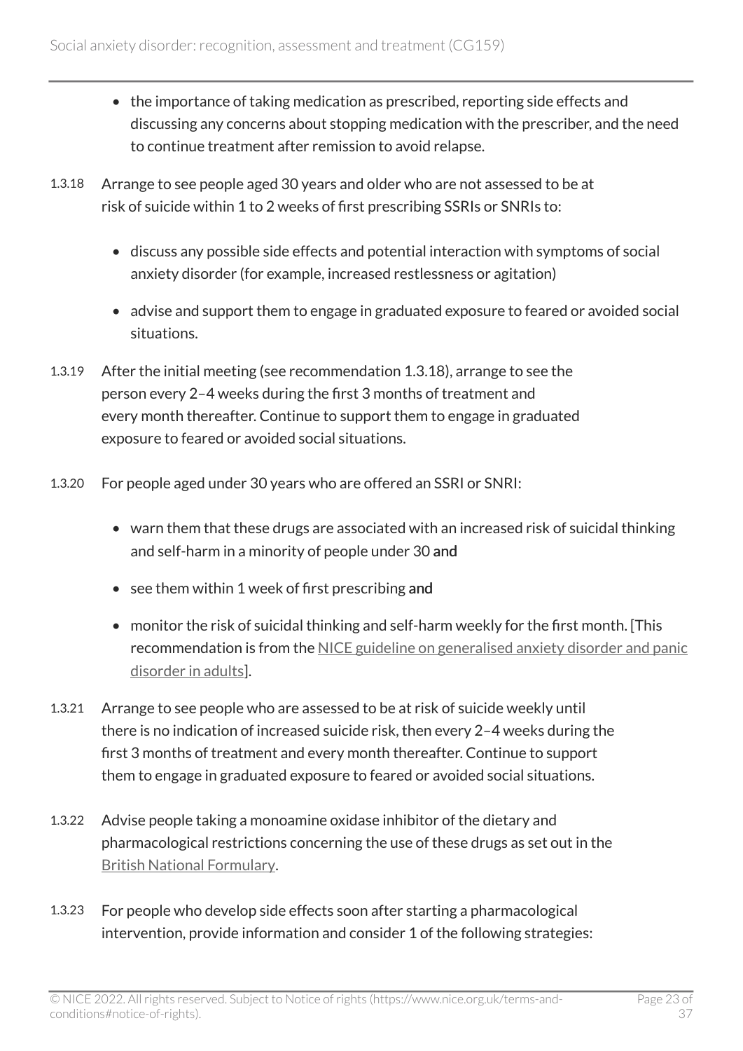- the importance of taking medication as prescribed, reporting side effects and discussing any concerns about stopping medication with the prescriber, and the need to continue treatment after remission to avoid relapse.

1.3.18 Arrange to see people aged 30 years and older who are not assessed to be at risk of suicide within 1 to 2 weeks of first prescribing SSRIs or SNRIs to:

- discuss any possible side effects and potential interaction with symptoms of social anxiety disorder (for example, increased restlessness or agitation)
- advise and support them to engage in graduated exposure to feared or avoided social situations.

1.3.19 After the initial meeting (see recommendation 1.3.18), arrange to see the person every 2–4 weeks during the first 3 months of treatment and every month thereafter. Continue to support them to engage in graduated exposure to feared or avoided social situations.

1.3.20 For people aged under 30 years who are offered an SSRI or SNRI:

- warn them that these drugs are associated with an increased risk of suicidal thinking and self-harm in a minority of people under 30 **and**
- see them within 1 week of first prescribing **and**
- monitor the risk of suicidal thinking and self-harm weekly for the first month. [This recommendation is from the NICE guideline on generalised anxiety disorder and panic disorder in adults].

1.3.21 Arrange to see people who are assessed to be at risk of suicide weekly until there is no indication of increased suicide risk, then every 2–4 weeks during the first 3 months of treatment and every month thereafter. Continue to support them to engage in graduated exposure to feared or avoided social situations.

1.3.22 Advise people taking a monoamine oxidase inhibitor of the dietary and pharmacological restrictions concerning the use of these drugs as set out in the British National Formulary.

1.3.23 For people who develop side effects soon after starting a pharmacological intervention, provide information and consider 1 of the following strategies: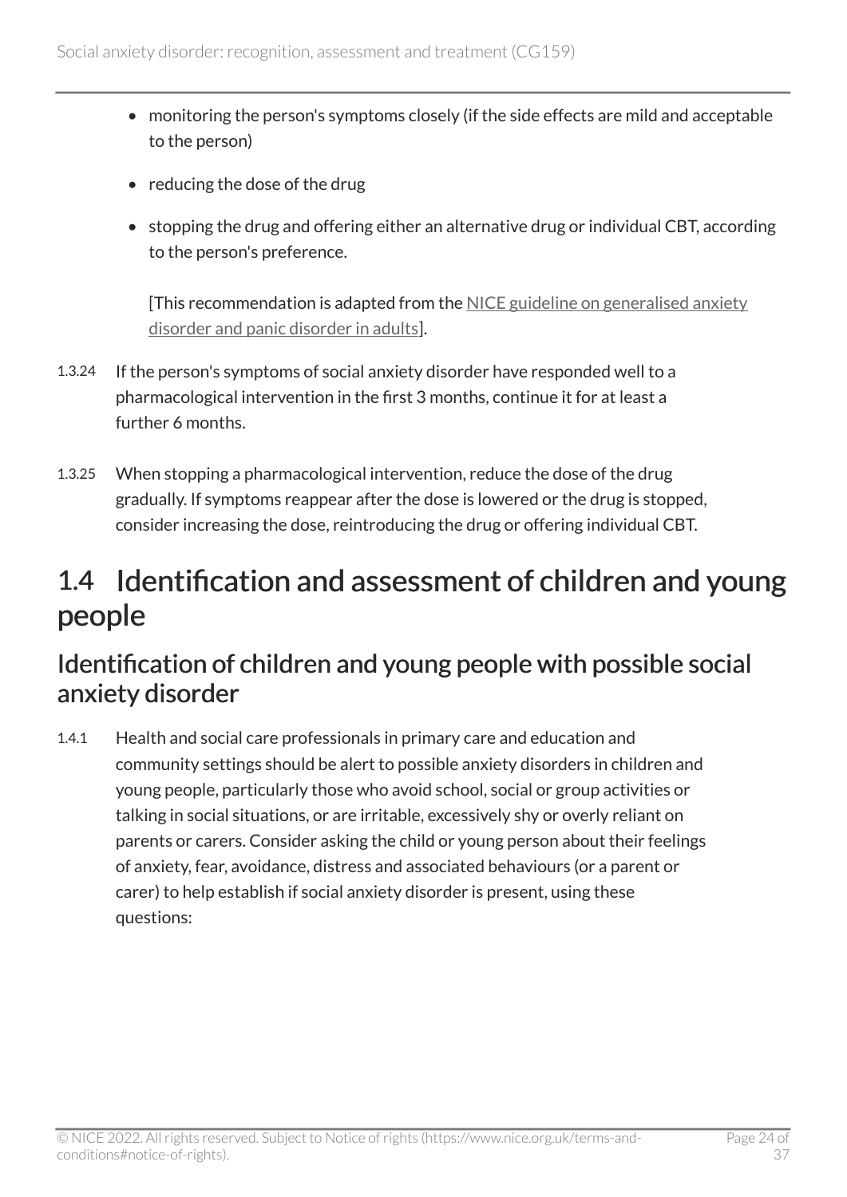- monitoring the person's symptoms closely (if the side effects are mild and acceptable to the person)
- reducing the dose of the drug
- stopping the drug and offering either an alternative drug or individual CBT, according to the person's preference.

  [This recommendation is adapted from the NICE guideline on generalised anxiety disorder and panic disorder in adults].

1.3.24 If the person's symptoms of social anxiety disorder have responded well to a pharmacological intervention in the first 3 months, continue it for at least a further 6 months.

1.3.25 When stopping a pharmacological intervention, reduce the dose of the drug gradually. If symptoms reappear after the dose is lowered or the drug is stopped, consider increasing the dose, reintroducing the drug or offering individual CBT.

# 1.4 Identification and assessment of children and young people

## Identification of children and young people with possible social anxiety disorder

1.4.1 Health and social care professionals in primary care and education and community settings should be alert to possible anxiety disorders in children and young people, particularly those who avoid school, social or group activities or talking in social situations, or are irritable, excessively shy or overly reliant on parents or carers. Consider asking the child or young person about their feelings of anxiety, fear, avoidance, distress and associated behaviours (or a parent or carer) to help establish if social anxiety disorder is present, using these questions: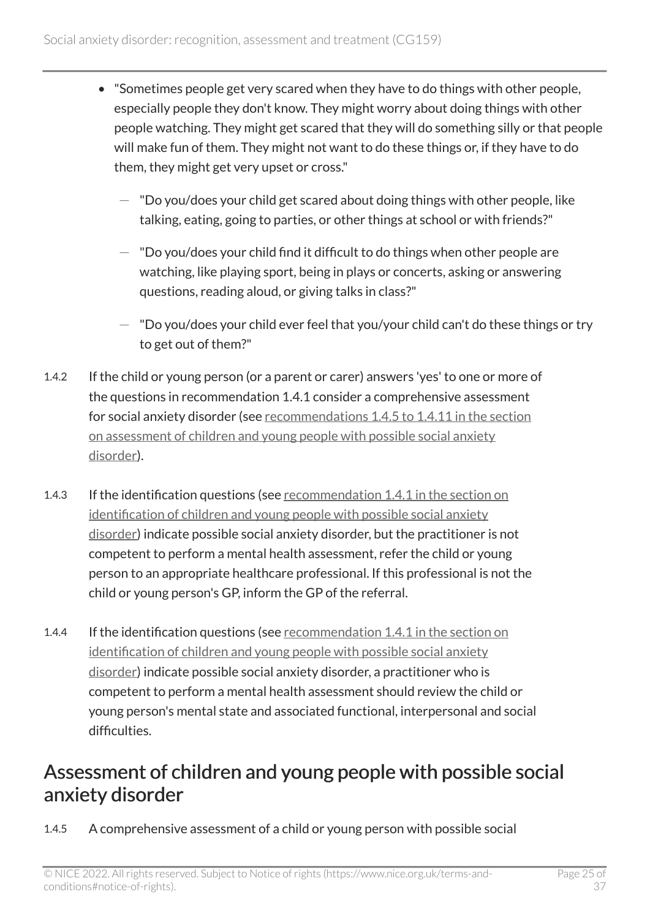- "Sometimes people get very scared when they have to do things with other people, especially people they don't know. They might worry about doing things with other people watching. They might get scared that they will do something silly or that people will make fun of them. They might not want to do these things or, if they have to do them, they might get very upset or cross."
  - "Do you/does your child get scared about doing things with other people, like talking, eating, going to parties, or other things at school or with friends?"
  - "Do you/does your child find it difficult to do things when other people are watching, like playing sport, being in plays or concerts, asking or answering questions, reading aloud, or giving talks in class?"
  - "Do you/does your child ever feel that you/your child can't do these things or try to get out of them?"

1.4.2 If the child or young person (or a parent or carer) answers 'yes' to one or more of the questions in recommendation 1.4.1 consider a comprehensive assessment for social anxiety disorder (see recommendations 1.4.5 to 1.4.11 in the section on assessment of children and young people with possible social anxiety disorder).

1.4.3 If the identification questions (see recommendation 1.4.1 in the section on identification of children and young people with possible social anxiety disorder) indicate possible social anxiety disorder, but the practitioner is not competent to perform a mental health assessment, refer the child or young person to an appropriate healthcare professional. If this professional is not the child or young person's GP, inform the GP of the referral.

1.4.4 If the identification questions (see recommendation 1.4.1 in the section on identification of children and young people with possible social anxiety disorder) indicate possible social anxiety disorder, a practitioner who is competent to perform a mental health assessment should review the child or young person's mental state and associated functional, interpersonal and social difficulties.

## Assessment of children and young people with possible social anxiety disorder

1.4.5 A comprehensive assessment of a child or young person with possible social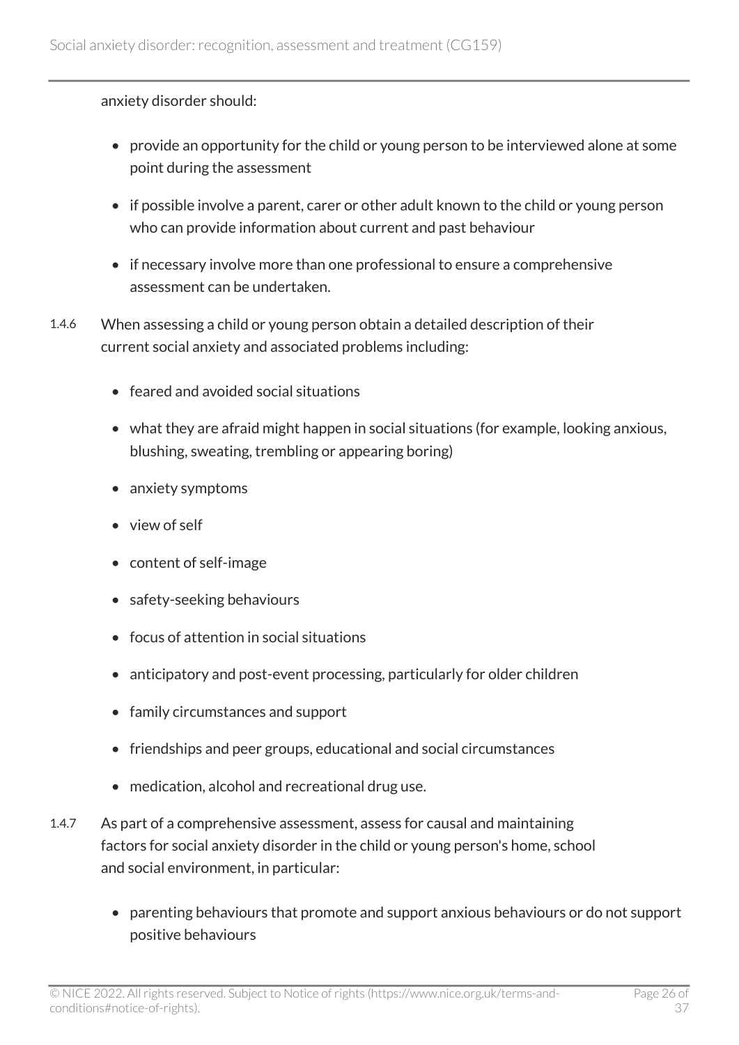anxiety disorder should:

- provide an opportunity for the child or young person to be interviewed alone at some point during the assessment
- if possible involve a parent, carer or other adult known to the child or young person who can provide information about current and past behaviour
- if necessary involve more than one professional to ensure a comprehensive assessment can be undertaken.

1.4.6 When assessing a child or young person obtain a detailed description of their current social anxiety and associated problems including:

- feared and avoided social situations
- what they are afraid might happen in social situations (for example, looking anxious, blushing, sweating, trembling or appearing boring)
- anxiety symptoms
- view of self
- content of self-image
- safety-seeking behaviours
- focus of attention in social situations
- anticipatory and post-event processing, particularly for older children
- family circumstances and support
- friendships and peer groups, educational and social circumstances
- medication, alcohol and recreational drug use.

1.4.7 As part of a comprehensive assessment, assess for causal and maintaining factors for social anxiety disorder in the child or young person's home, school and social environment, in particular:

- parenting behaviours that promote and support anxious behaviours or do not support positive behaviours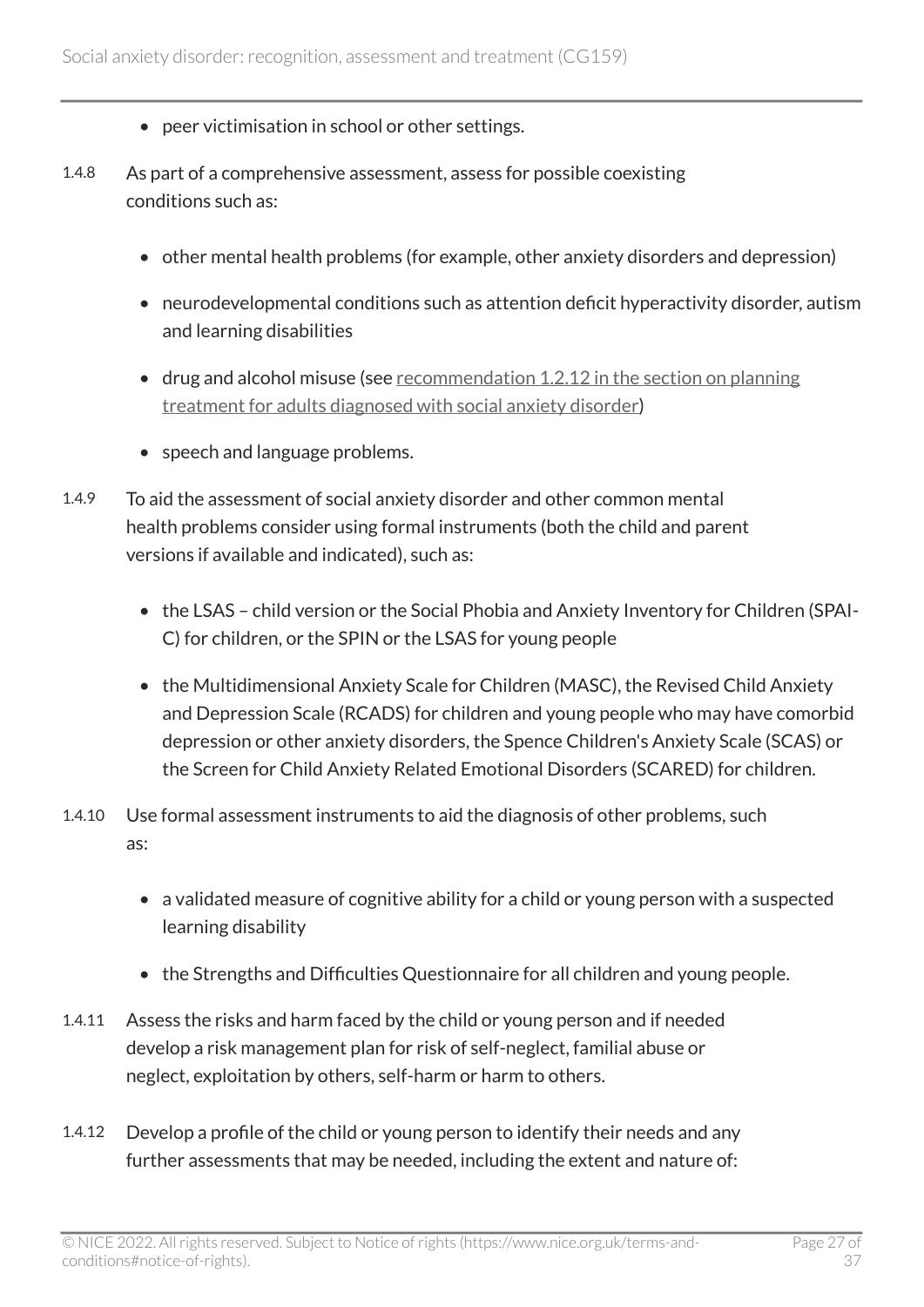- peer victimisation in school or other settings.

1.4.8 As part of a comprehensive assessment, assess for possible coexisting conditions such as:

- other mental health problems (for example, other anxiety disorders and depression)
- neurodevelopmental conditions such as attention deficit hyperactivity disorder, autism and learning disabilities
- drug and alcohol misuse (see recommendation 1.2.12 in the section on planning treatment for adults diagnosed with social anxiety disorder)
- speech and language problems.

1.4.9 To aid the assessment of social anxiety disorder and other common mental health problems consider using formal instruments (both the child and parent versions if available and indicated), such as:

- the LSAS – child version or the Social Phobia and Anxiety Inventory for Children (SPAI-C) for children, or the SPIN or the LSAS for young people
- the Multidimensional Anxiety Scale for Children (MASC), the Revised Child Anxiety and Depression Scale (RCADS) for children and young people who may have comorbid depression or other anxiety disorders, the Spence Children's Anxiety Scale (SCAS) or the Screen for Child Anxiety Related Emotional Disorders (SCARED) for children.

1.4.10 Use formal assessment instruments to aid the diagnosis of other problems, such as:

- a validated measure of cognitive ability for a child or young person with a suspected learning disability
- the Strengths and Difficulties Questionnaire for all children and young people.

1.4.11 Assess the risks and harm faced by the child or young person and if needed develop a risk management plan for risk of self-neglect, familial abuse or neglect, exploitation by others, self-harm or harm to others.

1.4.12 Develop a profile of the child or young person to identify their needs and any further assessments that may be needed, including the extent and nature of: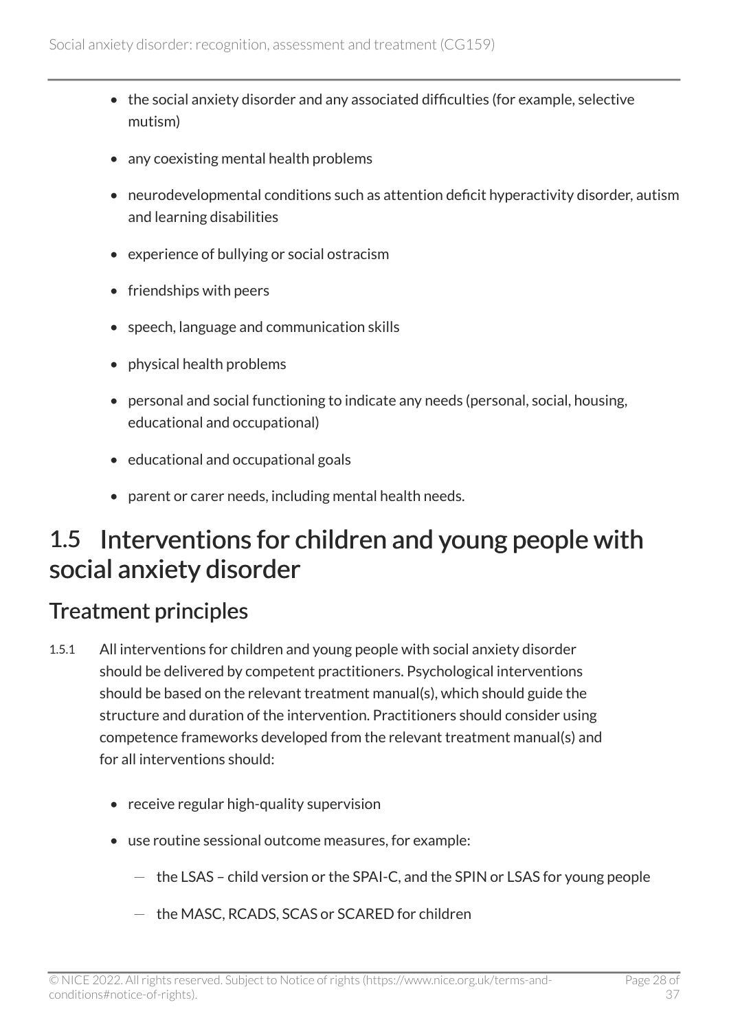- the social anxiety disorder and any associated difficulties (for example, selective mutism)
- any coexisting mental health problems
- neurodevelopmental conditions such as attention deficit hyperactivity disorder, autism and learning disabilities
- experience of bullying or social ostracism
- friendships with peers
- speech, language and communication skills
- physical health problems
- personal and social functioning to indicate any needs (personal, social, housing, educational and occupational)
- educational and occupational goals
- parent or carer needs, including mental health needs.

## 1.5 Interventions for children and young people with social anxiety disorder

### Treatment principles

1.5.1 All interventions for children and young people with social anxiety disorder should be delivered by competent practitioners. Psychological interventions should be based on the relevant treatment manual(s), which should guide the structure and duration of the intervention. Practitioners should consider using competence frameworks developed from the relevant treatment manual(s) and for all interventions should:

- receive regular high-quality supervision
- use routine sessional outcome measures, for example:
  - the LSAS – child version or the SPAI-C, and the SPIN or LSAS for young people
  - the MASC, RCADS, SCAS or SCARED for children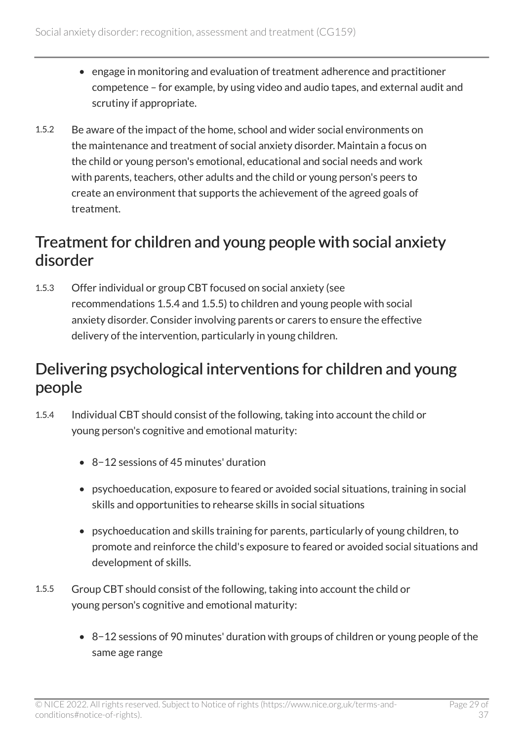- engage in monitoring and evaluation of treatment adherence and practitioner competence – for example, by using video and audio tapes, and external audit and scrutiny if appropriate.

1.5.2 Be aware of the impact of the home, school and wider social environments on the maintenance and treatment of social anxiety disorder. Maintain a focus on the child or young person's emotional, educational and social needs and work with parents, teachers, other adults and the child or young person's peers to create an environment that supports the achievement of the agreed goals of treatment.

## Treatment for children and young people with social anxiety disorder

1.5.3 Offer individual or group CBT focused on social anxiety (see recommendations 1.5.4 and 1.5.5) to children and young people with social anxiety disorder. Consider involving parents or carers to ensure the effective delivery of the intervention, particularly in young children.

## Delivering psychological interventions for children and young people

1.5.4 Individual CBT should consist of the following, taking into account the child or young person's cognitive and emotional maturity:

- 8−12 sessions of 45 minutes' duration
- psychoeducation, exposure to feared or avoided social situations, training in social skills and opportunities to rehearse skills in social situations
- psychoeducation and skills training for parents, particularly of young children, to promote and reinforce the child's exposure to feared or avoided social situations and development of skills.

1.5.5 Group CBT should consist of the following, taking into account the child or young person's cognitive and emotional maturity:

- 8−12 sessions of 90 minutes' duration with groups of children or young people of the same age range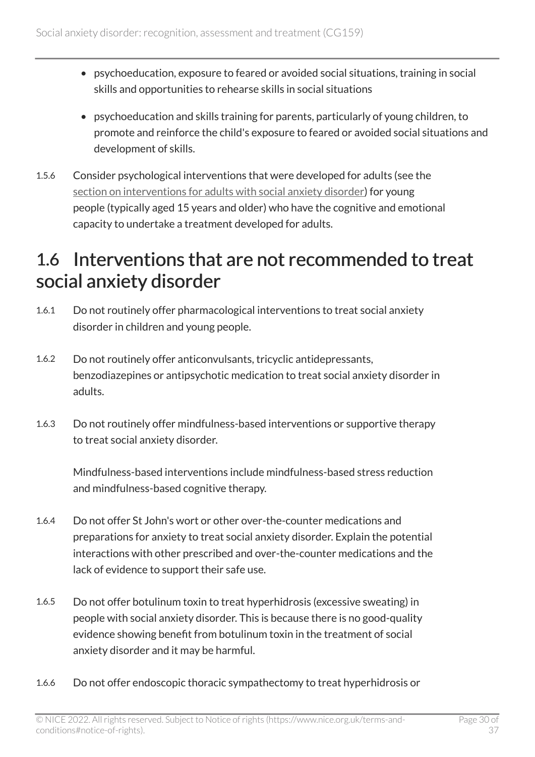- psychoeducation, exposure to feared or avoided social situations, training in social skills and opportunities to rehearse skills in social situations
- psychoeducation and skills training for parents, particularly of young children, to promote and reinforce the child's exposure to feared or avoided social situations and development of skills.

1.5.6 Consider psychological interventions that were developed for adults (see the section on interventions for adults with social anxiety disorder) for young people (typically aged 15 years and older) who have the cognitive and emotional capacity to undertake a treatment developed for adults.

## 1.6 Interventions that are not recommended to treat social anxiety disorder

1.6.1 Do not routinely offer pharmacological interventions to treat social anxiety disorder in children and young people.

1.6.2 Do not routinely offer anticonvulsants, tricyclic antidepressants, benzodiazepines or antipsychotic medication to treat social anxiety disorder in adults.

1.6.3 Do not routinely offer mindfulness-based interventions or supportive therapy to treat social anxiety disorder.

Mindfulness-based interventions include mindfulness-based stress reduction and mindfulness-based cognitive therapy.

1.6.4 Do not offer St John's wort or other over-the-counter medications and preparations for anxiety to treat social anxiety disorder. Explain the potential interactions with other prescribed and over-the-counter medications and the lack of evidence to support their safe use.

1.6.5 Do not offer botulinum toxin to treat hyperhidrosis (excessive sweating) in people with social anxiety disorder. This is because there is no good-quality evidence showing benefit from botulinum toxin in the treatment of social anxiety disorder and it may be harmful.

1.6.6 Do not offer endoscopic thoracic sympathectomy to treat hyperhidrosis or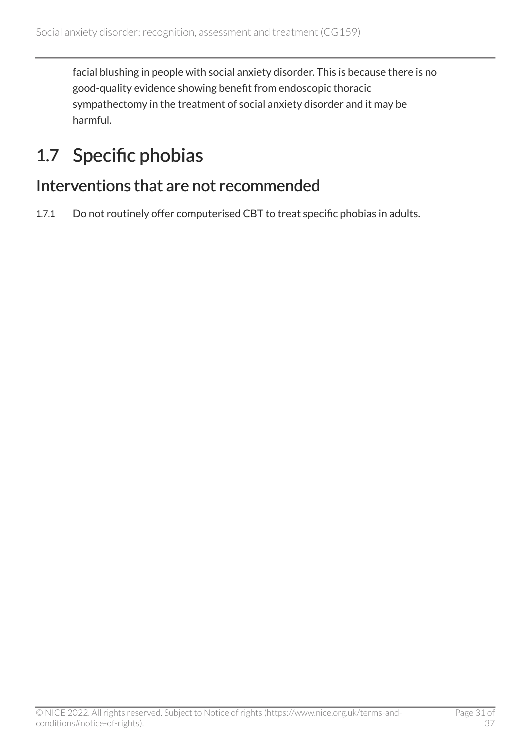facial blushing in people with social anxiety disorder. This is because there is no good-quality evidence showing benefit from endoscopic thoracic sympathectomy in the treatment of social anxiety disorder and it may be harmful.

# 1.7 Specific phobias

## Interventions that are not recommended

1.7.1 Do not routinely offer computerised CBT to treat specific phobias in adults.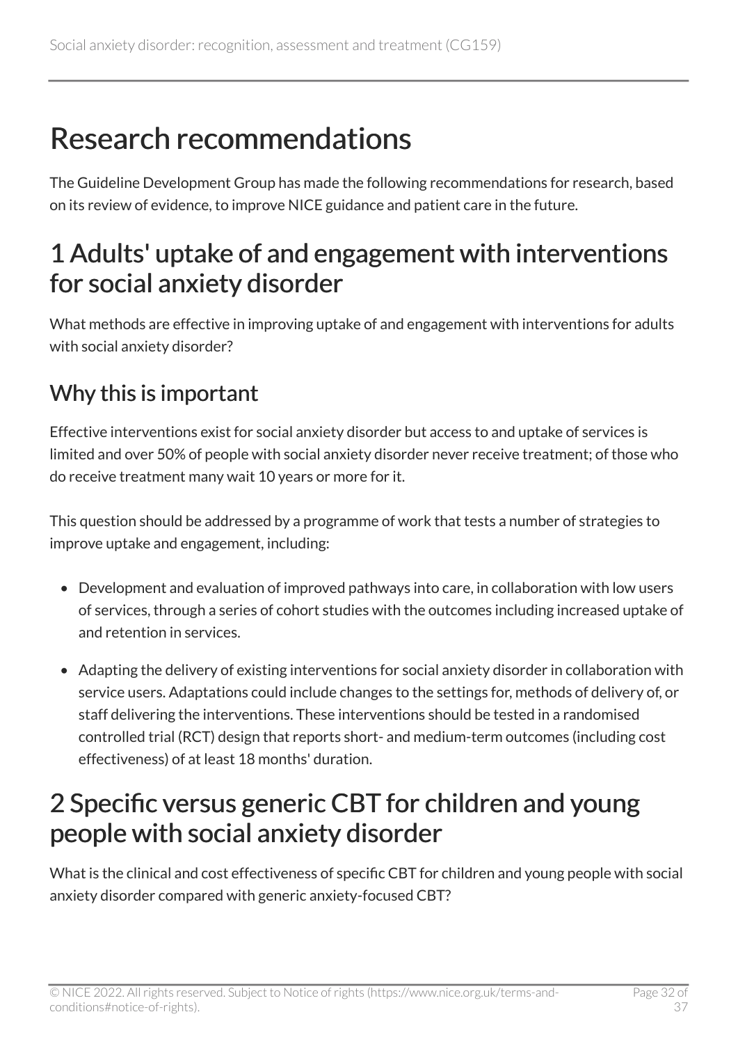# Research recommendations

The Guideline Development Group has made the following recommendations for research, based on its review of evidence, to improve NICE guidance and patient care in the future.

## 1 Adults' uptake of and engagement with interventions for social anxiety disorder

What methods are effective in improving uptake of and engagement with interventions for adults with social anxiety disorder?

### Why this is important

Effective interventions exist for social anxiety disorder but access to and uptake of services is limited and over 50% of people with social anxiety disorder never receive treatment; of those who do receive treatment many wait 10 years or more for it.

This question should be addressed by a programme of work that tests a number of strategies to improve uptake and engagement, including:

- Development and evaluation of improved pathways into care, in collaboration with low users of services, through a series of cohort studies with the outcomes including increased uptake of and retention in services.
- Adapting the delivery of existing interventions for social anxiety disorder in collaboration with service users. Adaptations could include changes to the settings for, methods of delivery of, or staff delivering the interventions. These interventions should be tested in a randomised controlled trial (RCT) design that reports short- and medium-term outcomes (including cost effectiveness) of at least 18 months' duration.

## 2 Specific versus generic CBT for children and young people with social anxiety disorder

What is the clinical and cost effectiveness of specific CBT for children and young people with social anxiety disorder compared with generic anxiety-focused CBT?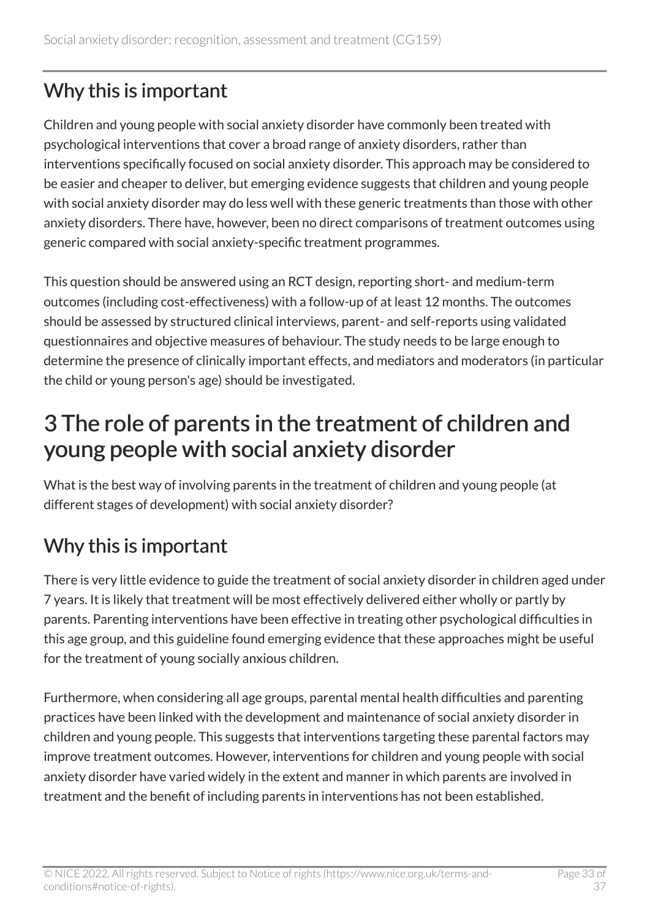## Why this is important

Children and young people with social anxiety disorder have commonly been treated with psychological interventions that cover a broad range of anxiety disorders, rather than interventions specifically focused on social anxiety disorder. This approach may be considered to be easier and cheaper to deliver, but emerging evidence suggests that children and young people with social anxiety disorder may do less well with these generic treatments than those with other anxiety disorders. There have, however, been no direct comparisons of treatment outcomes using generic compared with social anxiety-specific treatment programmes.

This question should be answered using an RCT design, reporting short- and medium-term outcomes (including cost-effectiveness) with a follow-up of at least 12 months. The outcomes should be assessed by structured clinical interviews, parent- and self-reports using validated questionnaires and objective measures of behaviour. The study needs to be large enough to determine the presence of clinically important effects, and mediators and moderators (in particular the child or young person's age) should be investigated.

# 3 The role of parents in the treatment of children and young people with social anxiety disorder

What is the best way of involving parents in the treatment of children and young people (at different stages of development) with social anxiety disorder?

## Why this is important

There is very little evidence to guide the treatment of social anxiety disorder in children aged under 7 years. It is likely that treatment will be most effectively delivered either wholly or partly by parents. Parenting interventions have been effective in treating other psychological difficulties in this age group, and this guideline found emerging evidence that these approaches might be useful for the treatment of young socially anxious children.

Furthermore, when considering all age groups, parental mental health difficulties and parenting practices have been linked with the development and maintenance of social anxiety disorder in children and young people. This suggests that interventions targeting these parental factors may improve treatment outcomes. However, interventions for children and young people with social anxiety disorder have varied widely in the extent and manner in which parents are involved in treatment and the benefit of including parents in interventions has not been established.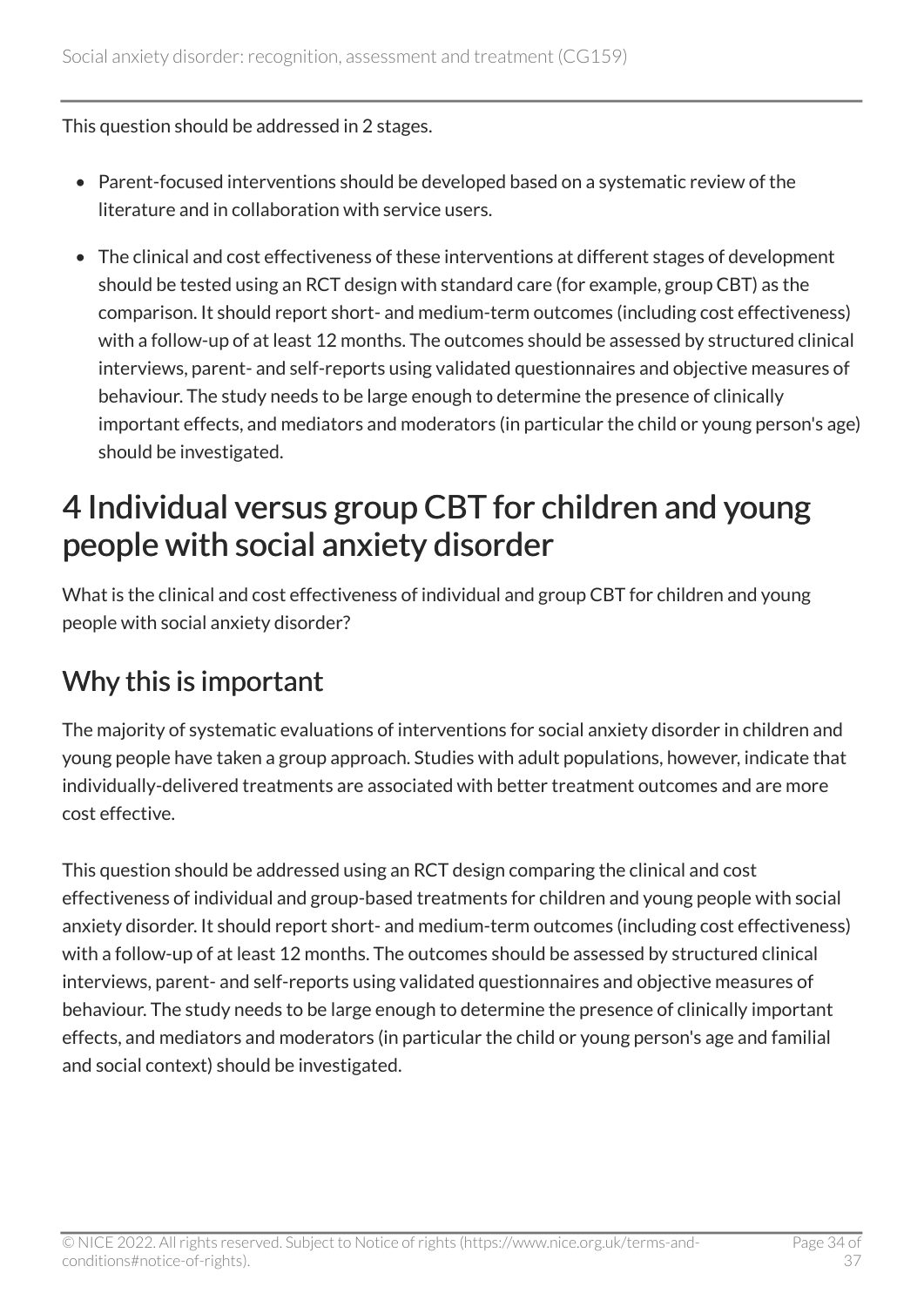This question should be addressed in 2 stages.

- Parent-focused interventions should be developed based on a systematic review of the literature and in collaboration with service users.
- The clinical and cost effectiveness of these interventions at different stages of development should be tested using an RCT design with standard care (for example, group CBT) as the comparison. It should report short- and medium-term outcomes (including cost effectiveness) with a follow-up of at least 12 months. The outcomes should be assessed by structured clinical interviews, parent- and self-reports using validated questionnaires and objective measures of behaviour. The study needs to be large enough to determine the presence of clinically important effects, and mediators and moderators (in particular the child or young person's age) should be investigated.

# 4 Individual versus group CBT for children and young people with social anxiety disorder

What is the clinical and cost effectiveness of individual and group CBT for children and young people with social anxiety disorder?

## Why this is important

The majority of systematic evaluations of interventions for social anxiety disorder in children and young people have taken a group approach. Studies with adult populations, however, indicate that individually-delivered treatments are associated with better treatment outcomes and are more cost effective.

This question should be addressed using an RCT design comparing the clinical and cost effectiveness of individual and group-based treatments for children and young people with social anxiety disorder. It should report short- and medium-term outcomes (including cost effectiveness) with a follow-up of at least 12 months. The outcomes should be assessed by structured clinical interviews, parent- and self-reports using validated questionnaires and objective measures of behaviour. The study needs to be large enough to determine the presence of clinically important effects, and mediators and moderators (in particular the child or young person's age and familial and social context) should be investigated.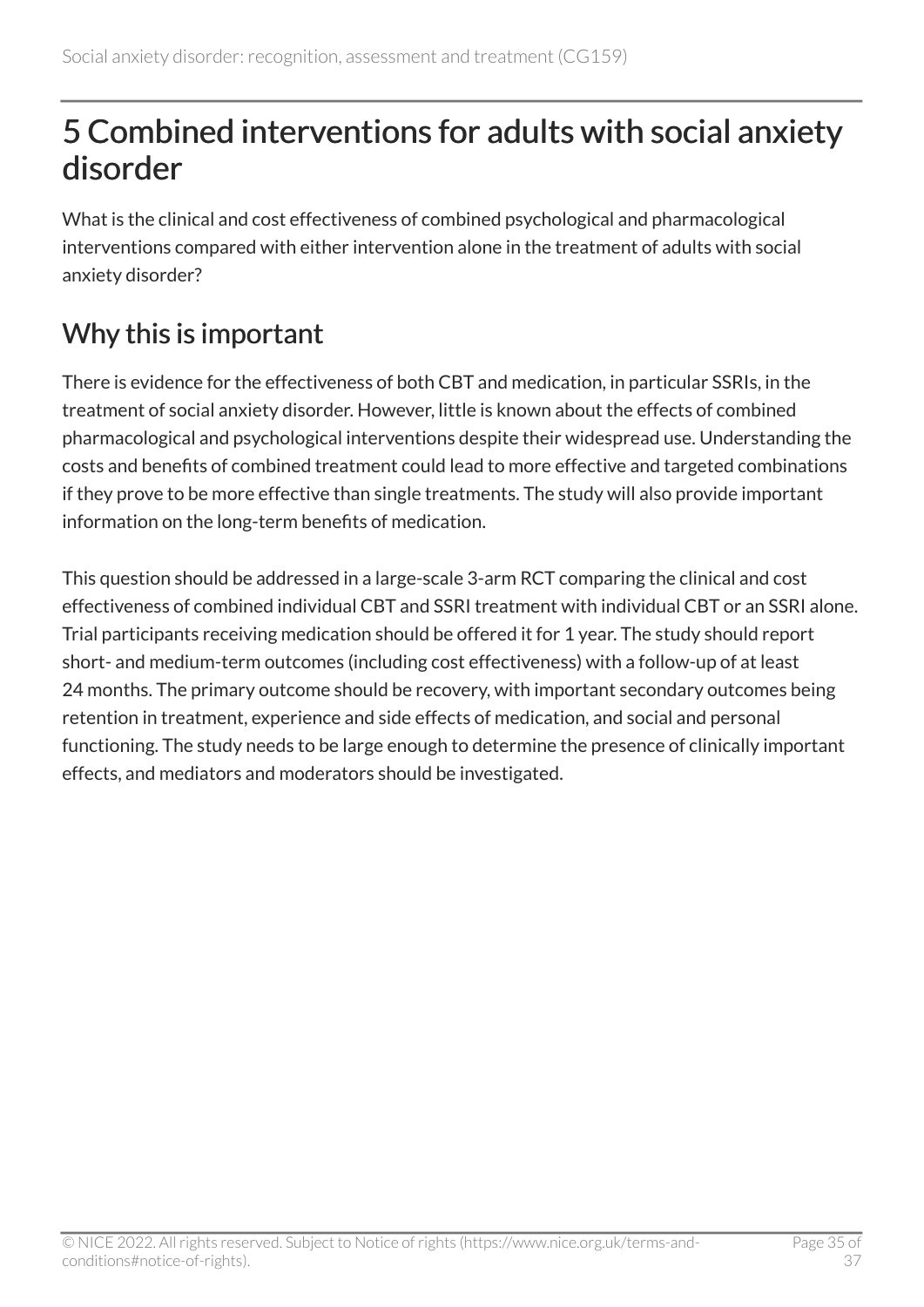# 5 Combined interventions for adults with social anxiety disorder

What is the clinical and cost effectiveness of combined psychological and pharmacological interventions compared with either intervention alone in the treatment of adults with social anxiety disorder?

## Why this is important

There is evidence for the effectiveness of both CBT and medication, in particular SSRIs, in the treatment of social anxiety disorder. However, little is known about the effects of combined pharmacological and psychological interventions despite their widespread use. Understanding the costs and benefits of combined treatment could lead to more effective and targeted combinations if they prove to be more effective than single treatments. The study will also provide important information on the long-term benefits of medication.

This question should be addressed in a large-scale 3-arm RCT comparing the clinical and cost effectiveness of combined individual CBT and SSRI treatment with individual CBT or an SSRI alone. Trial participants receiving medication should be offered it for 1 year. The study should report short- and medium-term outcomes (including cost effectiveness) with a follow-up of at least 24 months. The primary outcome should be recovery, with important secondary outcomes being retention in treatment, experience and side effects of medication, and social and personal functioning. The study needs to be large enough to determine the presence of clinically important effects, and mediators and moderators should be investigated.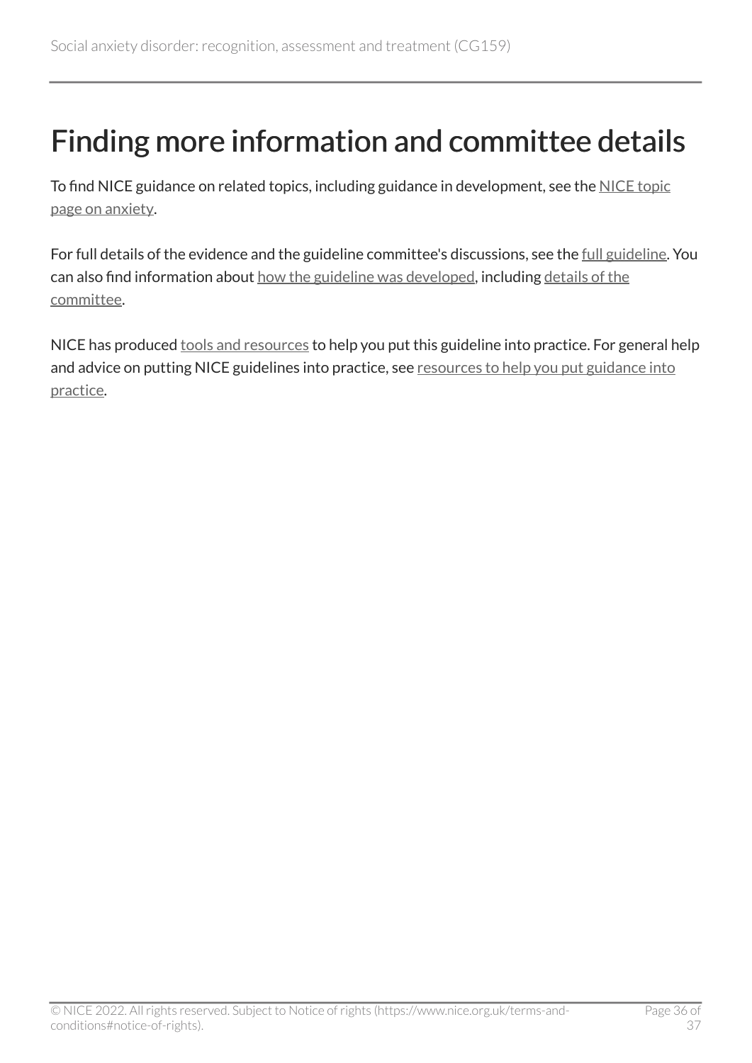# Finding more information and committee details

To find NICE guidance on related topics, including guidance in development, see the NICE topic page on anxiety.

For full details of the evidence and the guideline committee's discussions, see the full guideline. You can also find information about how the guideline was developed, including details of the committee.

NICE has produced tools and resources to help you put this guideline into practice. For general help and advice on putting NICE guidelines into practice, see resources to help you put guidance into practice.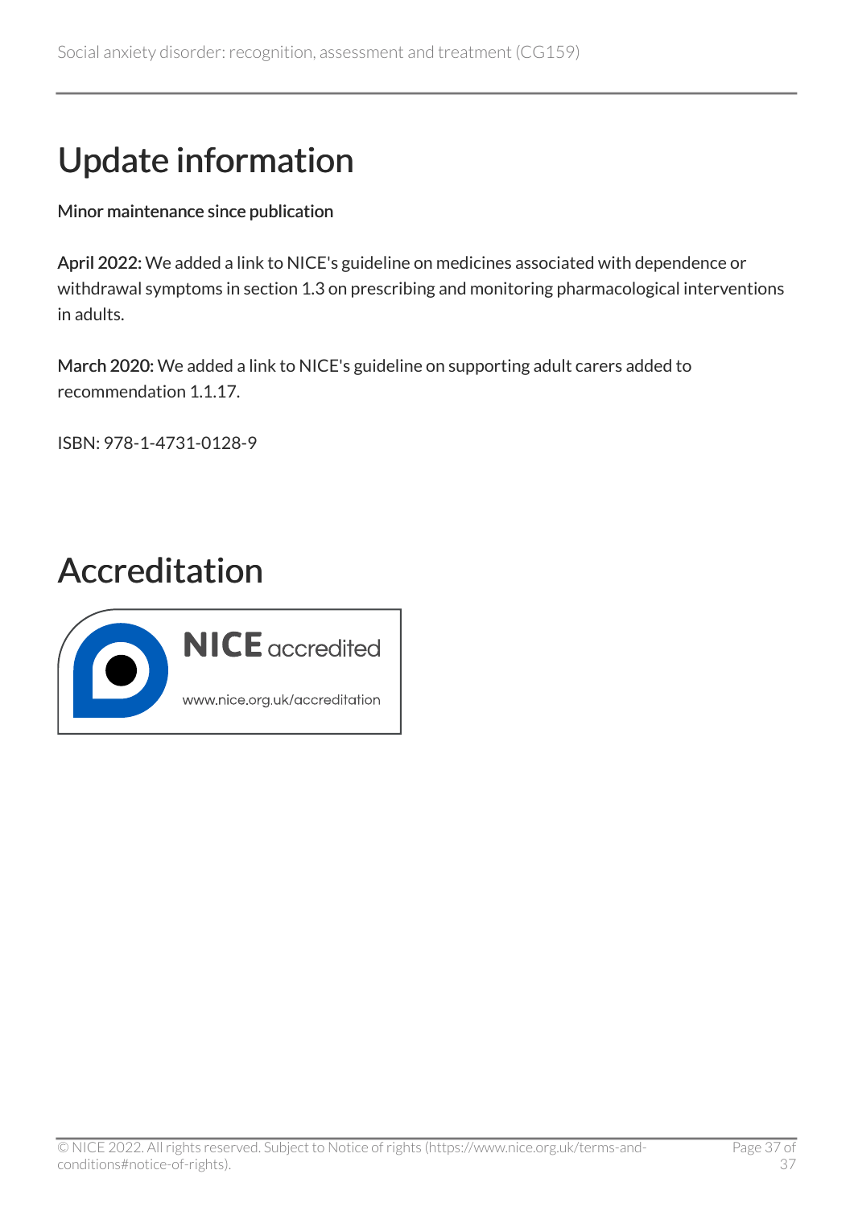# Update information

**Minor maintenance since publication**

**April 2022:** We added a link to NICE's guideline on medicines associated with dependence or withdrawal symptoms in section 1.3 on prescribing and monitoring pharmacological interventions in adults.

**March 2020:** We added a link to NICE's guideline on supporting adult carers added to recommendation 1.1.17.

ISBN: 978-1-4731-0128-9

# Accreditation

NICE accredited

www.nice.org.uk/accreditation